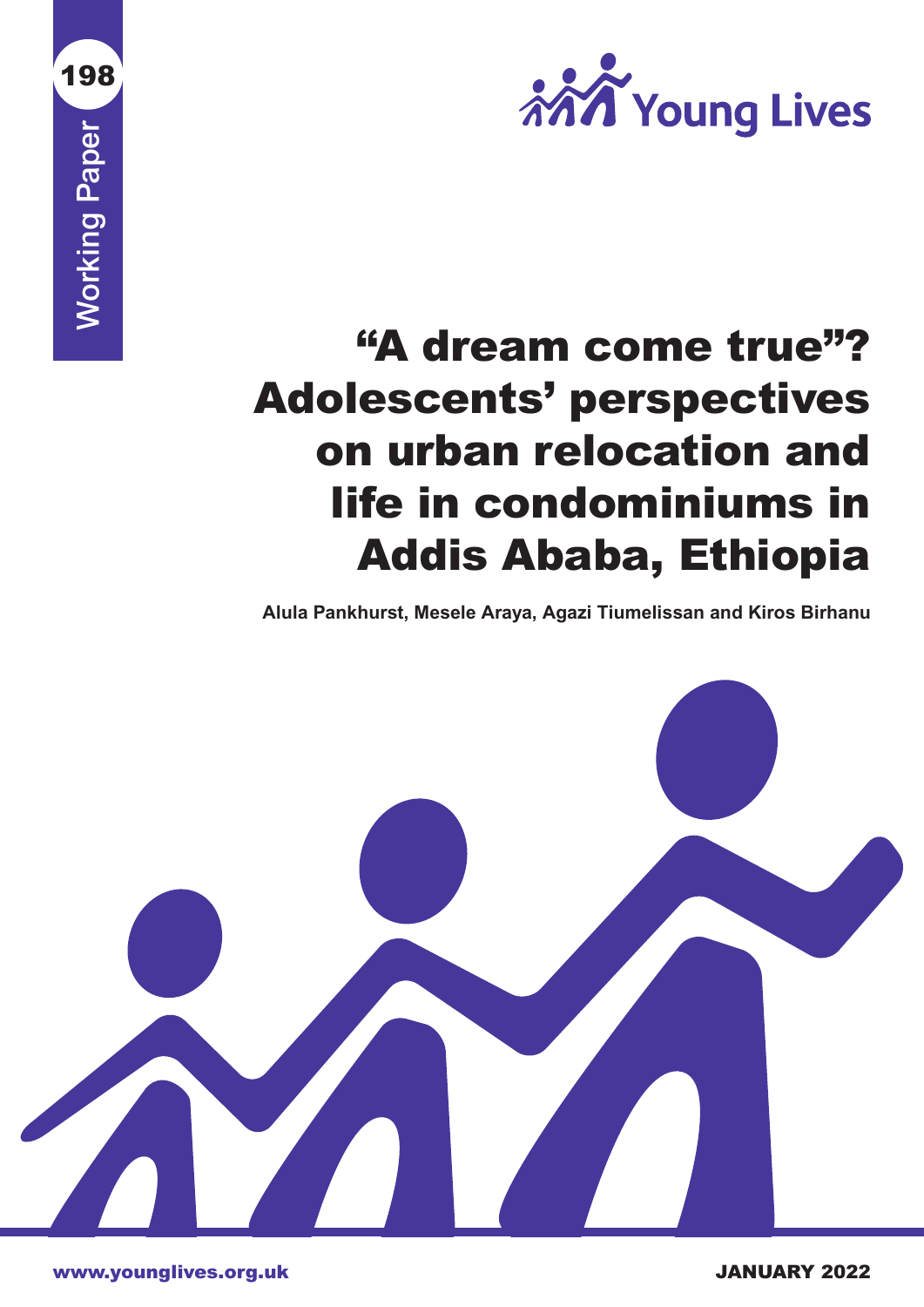198

Working Paper

Young Lives

# "A dream come true"? Adolescents' perspectives on urban relocation and life in condominiums in Addis Ababa, Ethiopia

**Alula Pankhurst, Mesele Araya, Agazi Tiumelissan and Kiros Birhanu**

www.younglives.org.uk

JANUARY 2022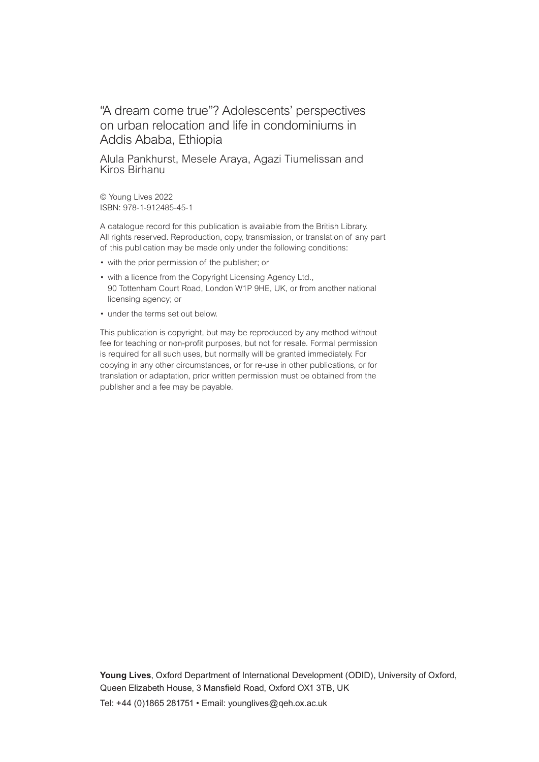# "A dream come true"? Adolescents' perspectives on urban relocation and life in condominiums in Addis Ababa, Ethiopia

Alula Pankhurst, Mesele Araya, Agazi Tiumelissan and Kiros Birhanu

© Young Lives 2022
ISBN: 978-1-912485-45-1

A catalogue record for this publication is available from the British Library. All rights reserved. Reproduction, copy, transmission, or translation of any part of this publication may be made only under the following conditions:

- with the prior permission of the publisher; or
- with a licence from the Copyright Licensing Agency Ltd., 90 Tottenham Court Road, London W1P 9HE, UK, or from another national licensing agency; or
- under the terms set out below.

This publication is copyright, but may be reproduced by any method without fee for teaching or non-profit purposes, but not for resale. Formal permission is required for all such uses, but normally will be granted immediately. For copying in any other circumstances, or for re-use in other publications, or for translation or adaptation, prior written permission must be obtained from the publisher and a fee may be payable.

**Young Lives**, Oxford Department of International Development (ODID), University of Oxford, Queen Elizabeth House, 3 Mansfield Road, Oxford OX1 3TB, UK

Tel: +44 (0)1865 281751 • Email: younglives@qeh.ox.ac.uk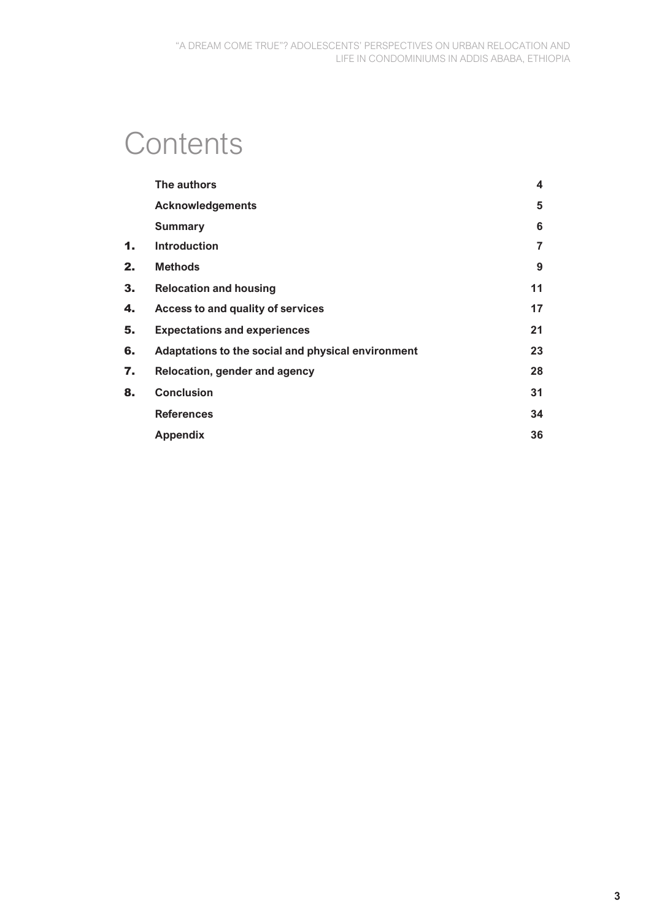# Contents

| | | |
|---|---|---|
| | **The authors** | **4** |
| | **Acknowledgements** | **5** |
| | **Summary** | **6** |
| **1.** | **Introduction** | **7** |
| **2.** | **Methods** | **9** |
| **3.** | **Relocation and housing** | **11** |
| **4.** | **Access to and quality of services** | **17** |
| **5.** | **Expectations and experiences** | **21** |
| **6.** | **Adaptations to the social and physical environment** | **23** |
| **7.** | **Relocation, gender and agency** | **28** |
| **8.** | **Conclusion** | **31** |
| | **References** | **34** |
| | **Appendix** | **36** |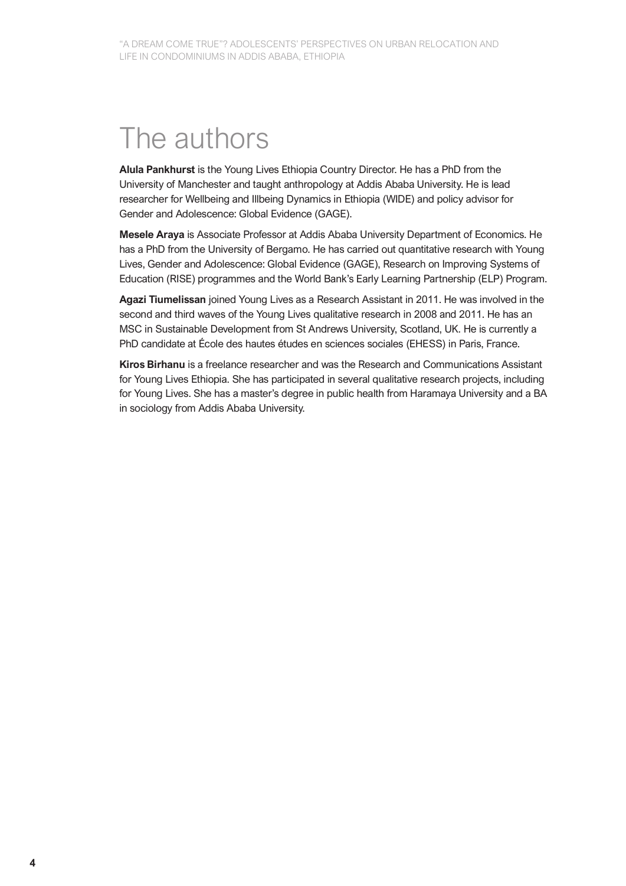# The authors

**Alula Pankhurst** is the Young Lives Ethiopia Country Director. He has a PhD from the University of Manchester and taught anthropology at Addis Ababa University. He is lead researcher for Wellbeing and Illbeing Dynamics in Ethiopia (WIDE) and policy advisor for Gender and Adolescence: Global Evidence (GAGE).

**Mesele Araya** is Associate Professor at Addis Ababa University Department of Economics. He has a PhD from the University of Bergamo. He has carried out quantitative research with Young Lives, Gender and Adolescence: Global Evidence (GAGE), Research on Improving Systems of Education (RISE) programmes and the World Bank's Early Learning Partnership (ELP) Program.

**Agazi Tiumelissan** joined Young Lives as a Research Assistant in 2011. He was involved in the second and third waves of the Young Lives qualitative research in 2008 and 2011. He has an MSC in Sustainable Development from St Andrews University, Scotland, UK. He is currently a PhD candidate at École des hautes études en sciences sociales (EHESS) in Paris, France.

**Kiros Birhanu** is a freelance researcher and was the Research and Communications Assistant for Young Lives Ethiopia. She has participated in several qualitative research projects, including for Young Lives. She has a master's degree in public health from Haramaya University and a BA in sociology from Addis Ababa University.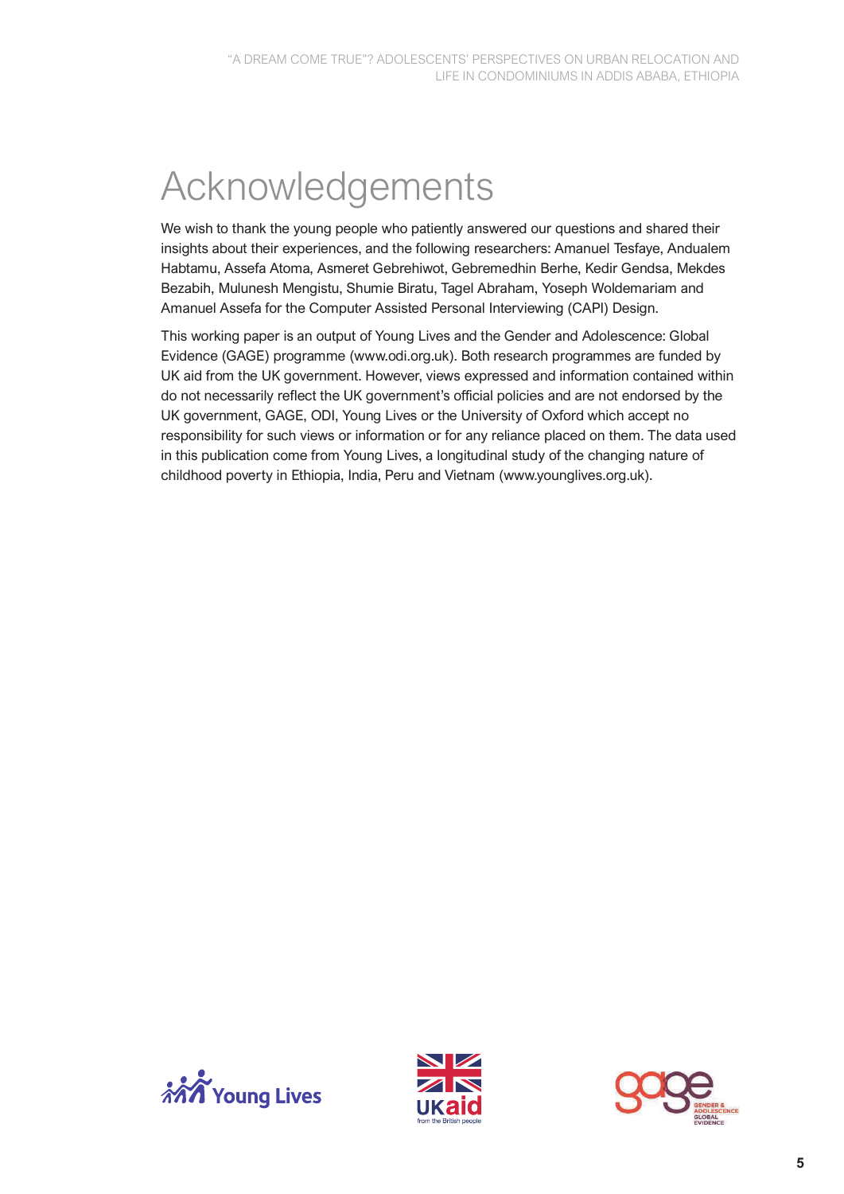# Acknowledgements

We wish to thank the young people who patiently answered our questions and shared their insights about their experiences, and the following researchers: Amanuel Tesfaye, Andualem Habtamu, Assefa Atoma, Asmeret Gebrehiwot, Gebremedhin Berhe, Kedir Gendsa, Mekdes Bezabih, Mulunesh Mengistu, Shumie Biratu, Tagel Abraham, Yoseph Woldemariam and Amanuel Assefa for the Computer Assisted Personal Interviewing (CAPI) Design.

This working paper is an output of Young Lives and the Gender and Adolescence: Global Evidence (GAGE) programme (www.odi.org.uk). Both research programmes are funded by UK aid from the UK government. However, views expressed and information contained within do not necessarily reflect the UK government's official policies and are not endorsed by the UK government, GAGE, ODI, Young Lives or the University of Oxford which accept no responsibility for such views or information or for any reliance placed on them. The data used in this publication come from Young Lives, a longitudinal study of the changing nature of childhood poverty in Ethiopia, India, Peru and Vietnam (www.younglives.org.uk).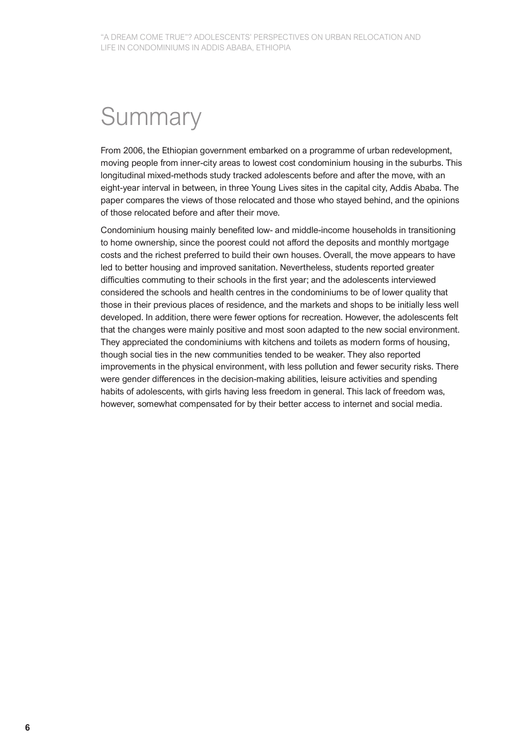# Summary

From 2006, the Ethiopian government embarked on a programme of urban redevelopment, moving people from inner-city areas to lowest cost condominium housing in the suburbs. This longitudinal mixed-methods study tracked adolescents before and after the move, with an eight-year interval in between, in three Young Lives sites in the capital city, Addis Ababa. The paper compares the views of those relocated and those who stayed behind, and the opinions of those relocated before and after their move.

Condominium housing mainly benefited low- and middle-income households in transitioning to home ownership, since the poorest could not afford the deposits and monthly mortgage costs and the richest preferred to build their own houses. Overall, the move appears to have led to better housing and improved sanitation. Nevertheless, students reported greater difficulties commuting to their schools in the first year; and the adolescents interviewed considered the schools and health centres in the condominiums to be of lower quality that those in their previous places of residence, and the markets and shops to be initially less well developed. In addition, there were fewer options for recreation. However, the adolescents felt that the changes were mainly positive and most soon adapted to the new social environment. They appreciated the condominiums with kitchens and toilets as modern forms of housing, though social ties in the new communities tended to be weaker. They also reported improvements in the physical environment, with less pollution and fewer security risks. There were gender differences in the decision-making abilities, leisure activities and spending habits of adolescents, with girls having less freedom in general. This lack of freedom was, however, somewhat compensated for by their better access to internet and social media.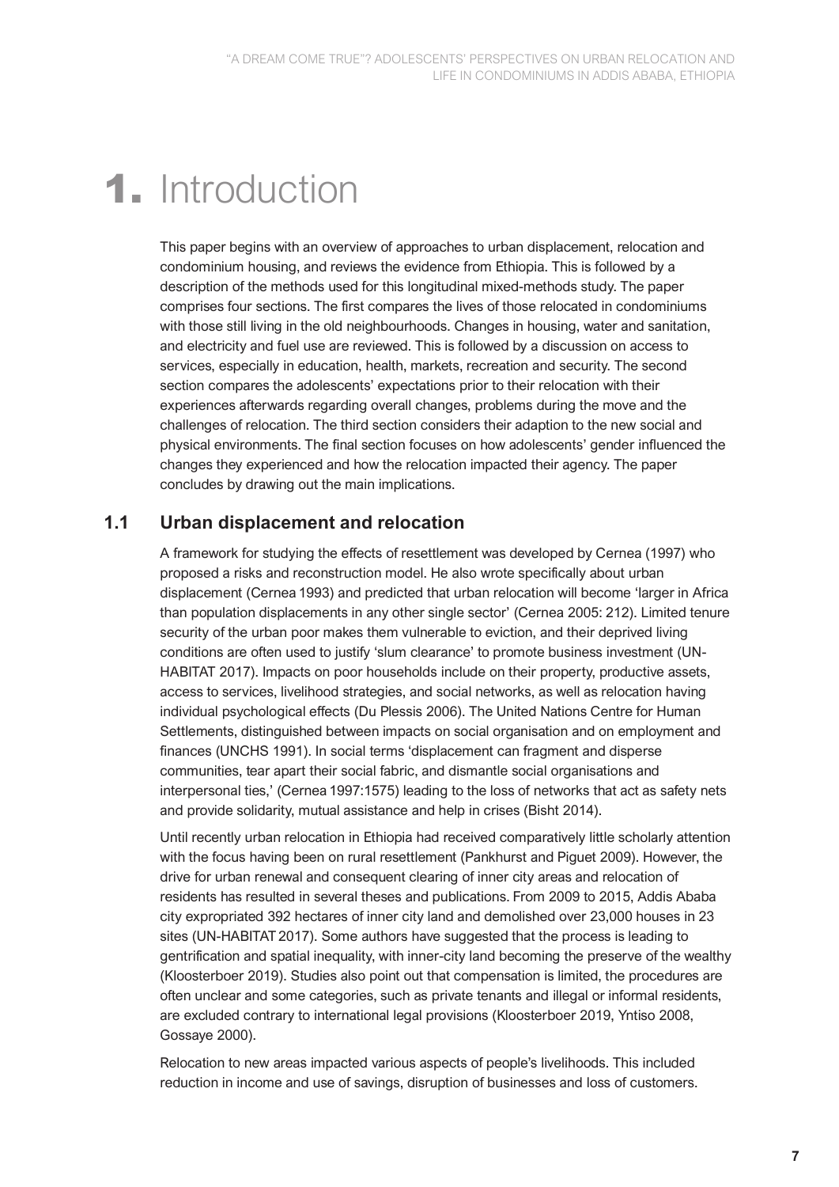# 1. Introduction

This paper begins with an overview of approaches to urban displacement, relocation and condominium housing, and reviews the evidence from Ethiopia. This is followed by a description of the methods used for this longitudinal mixed-methods study. The paper comprises four sections. The first compares the lives of those relocated in condominiums with those still living in the old neighbourhoods. Changes in housing, water and sanitation, and electricity and fuel use are reviewed. This is followed by a discussion on access to services, especially in education, health, markets, recreation and security. The second section compares the adolescents' expectations prior to their relocation with their experiences afterwards regarding overall changes, problems during the move and the challenges of relocation. The third section considers their adaption to the new social and physical environments. The final section focuses on how adolescents' gender influenced the changes they experienced and how the relocation impacted their agency. The paper concludes by drawing out the main implications.

## 1.1 Urban displacement and relocation

A framework for studying the effects of resettlement was developed by Cernea (1997) who proposed a risks and reconstruction model. He also wrote specifically about urban displacement (Cernea 1993) and predicted that urban relocation will become 'larger in Africa than population displacements in any other single sector' (Cernea 2005: 212). Limited tenure security of the urban poor makes them vulnerable to eviction, and their deprived living conditions are often used to justify 'slum clearance' to promote business investment (UN-HABITAT 2017). Impacts on poor households include on their property, productive assets, access to services, livelihood strategies, and social networks, as well as relocation having individual psychological effects (Du Plessis 2006). The United Nations Centre for Human Settlements, distinguished between impacts on social organisation and on employment and finances (UNCHS 1991). In social terms 'displacement can fragment and disperse communities, tear apart their social fabric, and dismantle social organisations and interpersonal ties,' (Cernea 1997:1575) leading to the loss of networks that act as safety nets and provide solidarity, mutual assistance and help in crises (Bisht 2014).

Until recently urban relocation in Ethiopia had received comparatively little scholarly attention with the focus having been on rural resettlement (Pankhurst and Piguet 2009). However, the drive for urban renewal and consequent clearing of inner city areas and relocation of residents has resulted in several theses and publications. From 2009 to 2015, Addis Ababa city expropriated 392 hectares of inner city land and demolished over 23,000 houses in 23 sites (UN-HABITAT 2017). Some authors have suggested that the process is leading to gentrification and spatial inequality, with inner-city land becoming the preserve of the wealthy (Kloosterboer 2019). Studies also point out that compensation is limited, the procedures are often unclear and some categories, such as private tenants and illegal or informal residents, are excluded contrary to international legal provisions (Kloosterboer 2019, Yntiso 2008, Gossaye 2000).

Relocation to new areas impacted various aspects of people's livelihoods. This included reduction in income and use of savings, disruption of businesses and loss of customers.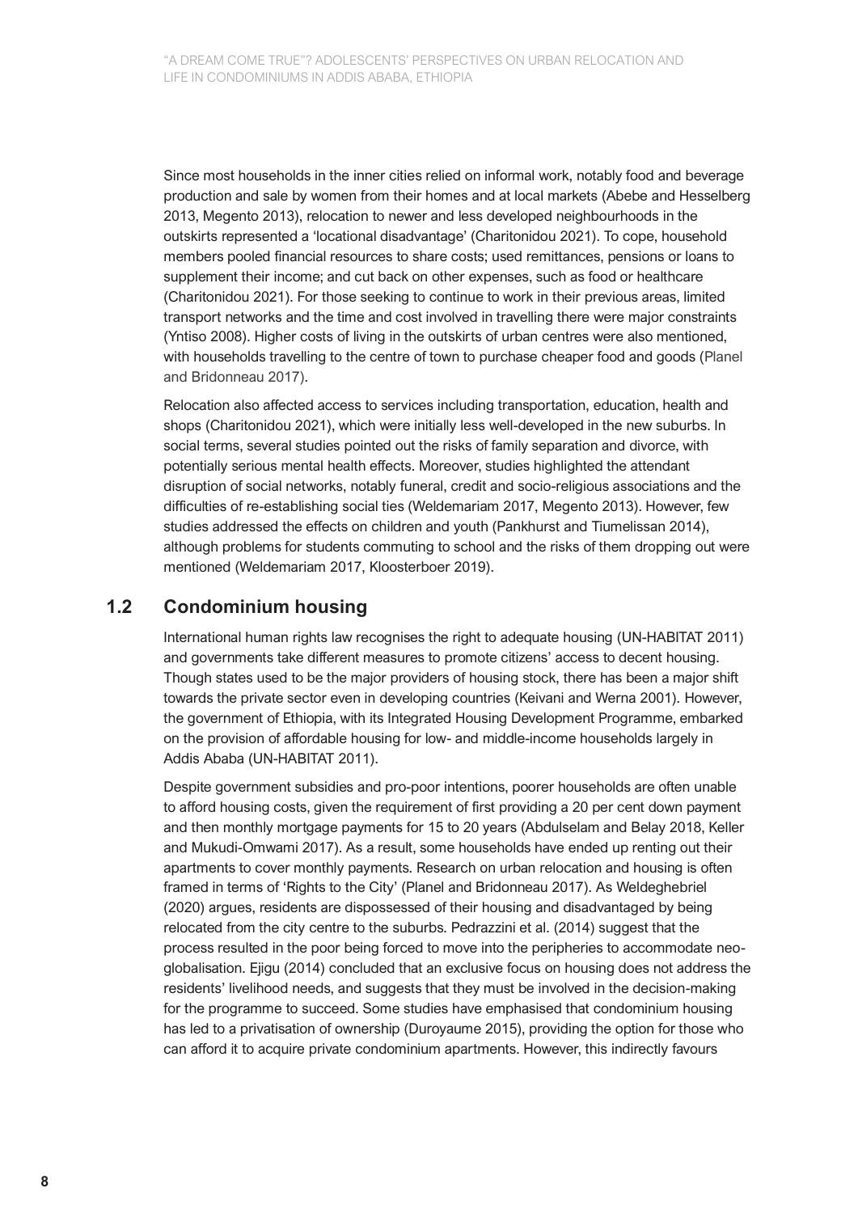Since most households in the inner cities relied on informal work, notably food and beverage production and sale by women from their homes and at local markets (Abebe and Hesselberg 2013, Megento 2013), relocation to newer and less developed neighbourhoods in the outskirts represented a 'locational disadvantage' (Charitonidou 2021). To cope, household members pooled financial resources to share costs; used remittances, pensions or loans to supplement their income; and cut back on other expenses, such as food or healthcare (Charitonidou 2021). For those seeking to continue to work in their previous areas, limited transport networks and the time and cost involved in travelling there were major constraints (Yntiso 2008). Higher costs of living in the outskirts of urban centres were also mentioned, with households travelling to the centre of town to purchase cheaper food and goods (Planel and Bridonneau 2017).

Relocation also affected access to services including transportation, education, health and shops (Charitonidou 2021), which were initially less well-developed in the new suburbs. In social terms, several studies pointed out the risks of family separation and divorce, with potentially serious mental health effects. Moreover, studies highlighted the attendant disruption of social networks, notably funeral, credit and socio-religious associations and the difficulties of re-establishing social ties (Weldemariam 2017, Megento 2013). However, few studies addressed the effects on children and youth (Pankhurst and Tiumelissan 2014), although problems for students commuting to school and the risks of them dropping out were mentioned (Weldemariam 2017, Kloosterboer 2019).

## 1.2 Condominium housing

International human rights law recognises the right to adequate housing (UN-HABITAT 2011) and governments take different measures to promote citizens' access to decent housing. Though states used to be the major providers of housing stock, there has been a major shift towards the private sector even in developing countries (Keivani and Werna 2001). However, the government of Ethiopia, with its Integrated Housing Development Programme, embarked on the provision of affordable housing for low- and middle-income households largely in Addis Ababa (UN-HABITAT 2011).

Despite government subsidies and pro-poor intentions, poorer households are often unable to afford housing costs, given the requirement of first providing a 20 per cent down payment and then monthly mortgage payments for 15 to 20 years (Abdulselam and Belay 2018, Keller and Mukudi-Omwami 2017). As a result, some households have ended up renting out their apartments to cover monthly payments. Research on urban relocation and housing is often framed in terms of 'Rights to the City' (Planel and Bridonneau 2017). As Weldeghebriel (2020) argues, residents are dispossessed of their housing and disadvantaged by being relocated from the city centre to the suburbs. Pedrazzini et al. (2014) suggest that the process resulted in the poor being forced to move into the peripheries to accommodate neo-globalisation. Ejigu (2014) concluded that an exclusive focus on housing does not address the residents' livelihood needs, and suggests that they must be involved in the decision-making for the programme to succeed. Some studies have emphasised that condominium housing has led to a privatisation of ownership (Duroyaume 2015), providing the option for those who can afford it to acquire private condominium apartments. However, this indirectly favours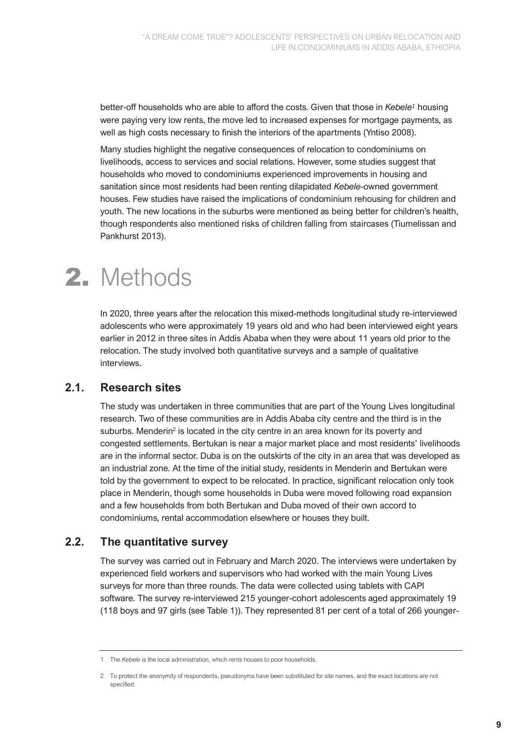better-off households who are able to afford the costs. Given that those in *Kebele*[1] housing were paying very low rents, the move led to increased expenses for mortgage payments, as well as high costs necessary to finish the interiors of the apartments (Yntiso 2008).

Many studies highlight the negative consequences of relocation to condominiums on livelihoods, access to services and social relations. However, some studies suggest that households who moved to condominiums experienced improvements in housing and sanitation since most residents had been renting dilapidated *Kebele*-owned government houses. Few studies have raised the implications of condominium rehousing for children and youth. The new locations in the suburbs were mentioned as being better for children's health, though respondents also mentioned risks of children falling from staircases (Tiumelissan and Pankhurst 2013).

# 2. Methods

In 2020, three years after the relocation this mixed-methods longitudinal study re-interviewed adolescents who were approximately 19 years old and who had been interviewed eight years earlier in 2012 in three sites in Addis Ababa when they were about 11 years old prior to the relocation. The study involved both quantitative surveys and a sample of qualitative interviews.

## 2.1. Research sites

The study was undertaken in three communities that are part of the Young Lives longitudinal research. Two of these communities are in Addis Ababa city centre and the third is in the suburbs. Menderin[2] is located in the city centre in an area known for its poverty and congested settlements. Bertukan is near a major market place and most residents' livelihoods are in the informal sector. Duba is on the outskirts of the city in an area that was developed as an industrial zone. At the time of the initial study, residents in Menderin and Bertukan were told by the government to expect to be relocated. In practice, significant relocation only took place in Menderin, though some households in Duba were moved following road expansion and a few households from both Bertukan and Duba moved of their own accord to condominiums, rental accommodation elsewhere or houses they built.

## 2.2. The quantitative survey

The survey was carried out in February and March 2020. The interviews were undertaken by experienced field workers and supervisors who had worked with the main Young Lives surveys for more than three rounds. The data were collected using tablets with CAPI software. The survey re-interviewed 215 younger-cohort adolescents aged approximately 19 (118 boys and 97 girls (see Table 1)). They represented 81 per cent of a total of 266 younger-

---

1 The *Kebele* is the local administration, which rents houses to poor households.

2 To protect the anonymity of respondents, pseudonyms have been substituted for site names, and the exact locations are not specified.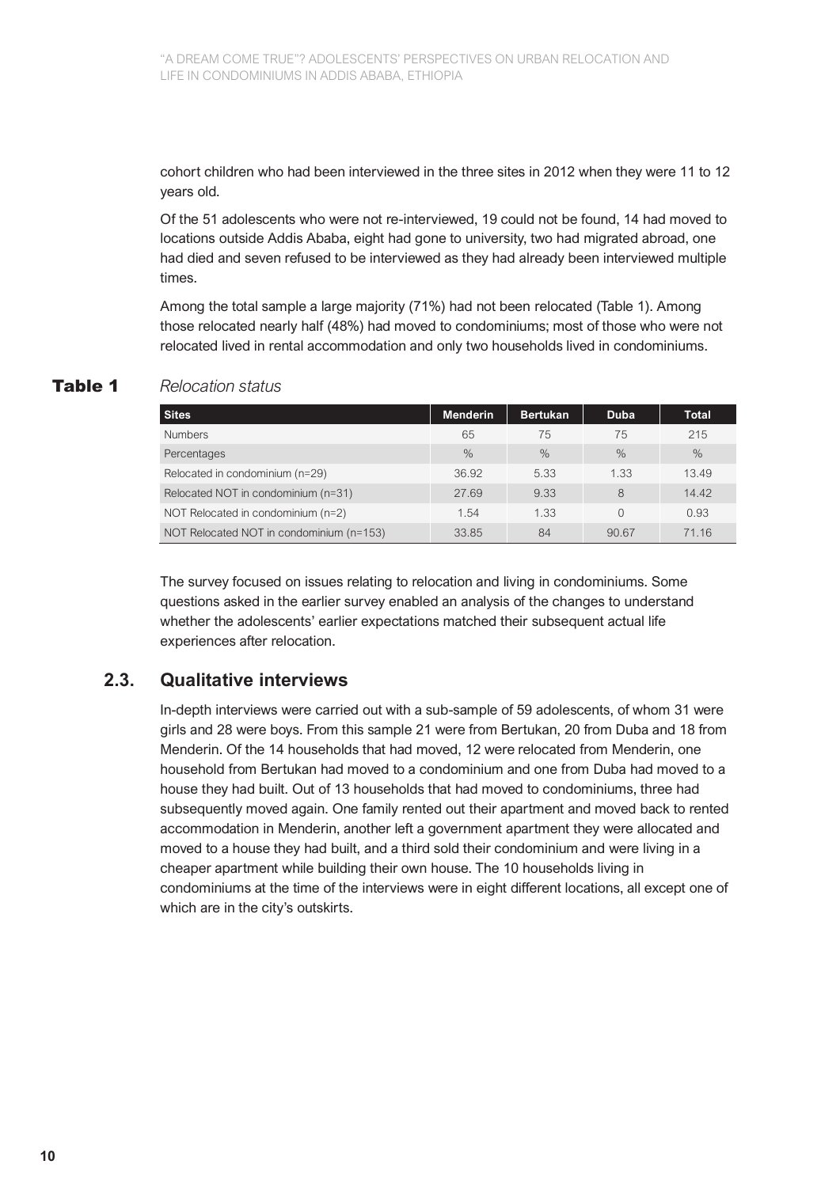cohort children who had been interviewed in the three sites in 2012 when they were 11 to 12 years old.

Of the 51 adolescents who were not re-interviewed, 19 could not be found, 14 had moved to locations outside Addis Ababa, eight had gone to university, two had migrated abroad, one had died and seven refused to be interviewed as they had already been interviewed multiple times.

Among the total sample a large majority (71%) had not been relocated (Table 1). Among those relocated nearly half (48%) had moved to condominiums; most of those who were not relocated lived in rental accommodation and only two households lived in condominiums.

**Table 1** *Relocation status*

| Sites | Menderin | Bertukan | Duba | Total |
|---|---|---|---|---|
| Numbers | 65 | 75 | 75 | 215 |
| Percentages | % | % | % | % |
| Relocated in condominium (n=29) | 36.92 | 5.33 | 1.33 | 13.49 |
| Relocated NOT in condominium (n=31) | 27.69 | 9.33 | 8 | 14.42 |
| NOT Relocated in condominium (n=2) | 1.54 | 1.33 | 0 | 0.93 |
| NOT Relocated NOT in condominium (n=153) | 33.85 | 84 | 90.67 | 71.16 |

The survey focused on issues relating to relocation and living in condominiums. Some questions asked in the earlier survey enabled an analysis of the changes to understand whether the adolescents' earlier expectations matched their subsequent actual life experiences after relocation.

## 2.3. Qualitative interviews

In-depth interviews were carried out with a sub-sample of 59 adolescents, of whom 31 were girls and 28 were boys. From this sample 21 were from Bertukan, 20 from Duba and 18 from Menderin. Of the 14 households that had moved, 12 were relocated from Menderin, one household from Bertukan had moved to a condominium and one from Duba had moved to a house they had built. Out of 13 households that had moved to condominiums, three had subsequently moved again. One family rented out their apartment and moved back to rented accommodation in Menderin, another left a government apartment they were allocated and moved to a house they had built, and a third sold their condominium and were living in a cheaper apartment while building their own house. The 10 households living in condominiums at the time of the interviews were in eight different locations, all except one of which are in the city's outskirts.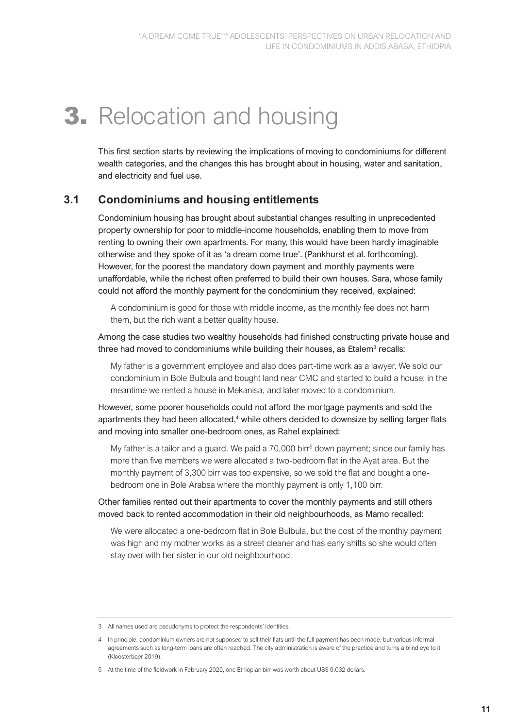# 3. Relocation and housing

This first section starts by reviewing the implications of moving to condominiums for different wealth categories, and the changes this has brought about in housing, water and sanitation, and electricity and fuel use.

## 3.1 Condominiums and housing entitlements

Condominium housing has brought about substantial changes resulting in unprecedented property ownership for poor to middle-income households, enabling them to move from renting to owning their own apartments. For many, this would have been hardly imaginable otherwise and they spoke of it as 'a dream come true'. (Pankhurst et al. forthcoming). However, for the poorest the mandatory down payment and monthly payments were unaffordable, while the richest often preferred to build their own houses. Sara, whose family could not afford the monthly payment for the condominium they received, explained:

> A condominium is good for those with middle income, as the monthly fee does not harm them, but the rich want a better quality house.

Among the case studies two wealthy households had finished constructing private house and three had moved to condominiums while building their houses, as Etalem[3] recalls:

> My father is a government employee and also does part-time work as a lawyer. We sold our condominium in Bole Bulbula and bought land near CMC and started to build a house; in the meantime we rented a house in Mekanisa, and later moved to a condominium.

However, some poorer households could not afford the mortgage payments and sold the apartments they had been allocated,[4] while others decided to downsize by selling larger flats and moving into smaller one-bedroom ones, as Rahel explained:

> My father is a tailor and a guard. We paid a 70,000 birr[5] down payment; since our family has more than five members we were allocated a two-bedroom flat in the Ayat area. But the monthly payment of 3,300 birr was too expensive, so we sold the flat and bought a one-bedroom one in Bole Arabsa where the monthly payment is only 1,100 birr.

Other families rented out their apartments to cover the monthly payments and still others moved back to rented accommodation in their old neighbourhoods, as Mamo recalled:

> We were allocated a one-bedroom flat in Bole Bulbula, but the cost of the monthly payment was high and my mother works as a street cleaner and has early shifts so she would often stay over with her sister in our old neighbourhood.

---

3 All names used are pseudonyms to protect the respondents' identities.

4 In principle, condominium owners are not supposed to sell their flats until the full payment has been made, but various informal agreements such as long-term loans are often reached. The city administration is aware of the practice and turns a blind eye to it (Kloosterboer 2019).

5 At the time of the fieldwork in February 2020, one Ethiopian birr was worth about US$ 0.032 dollars.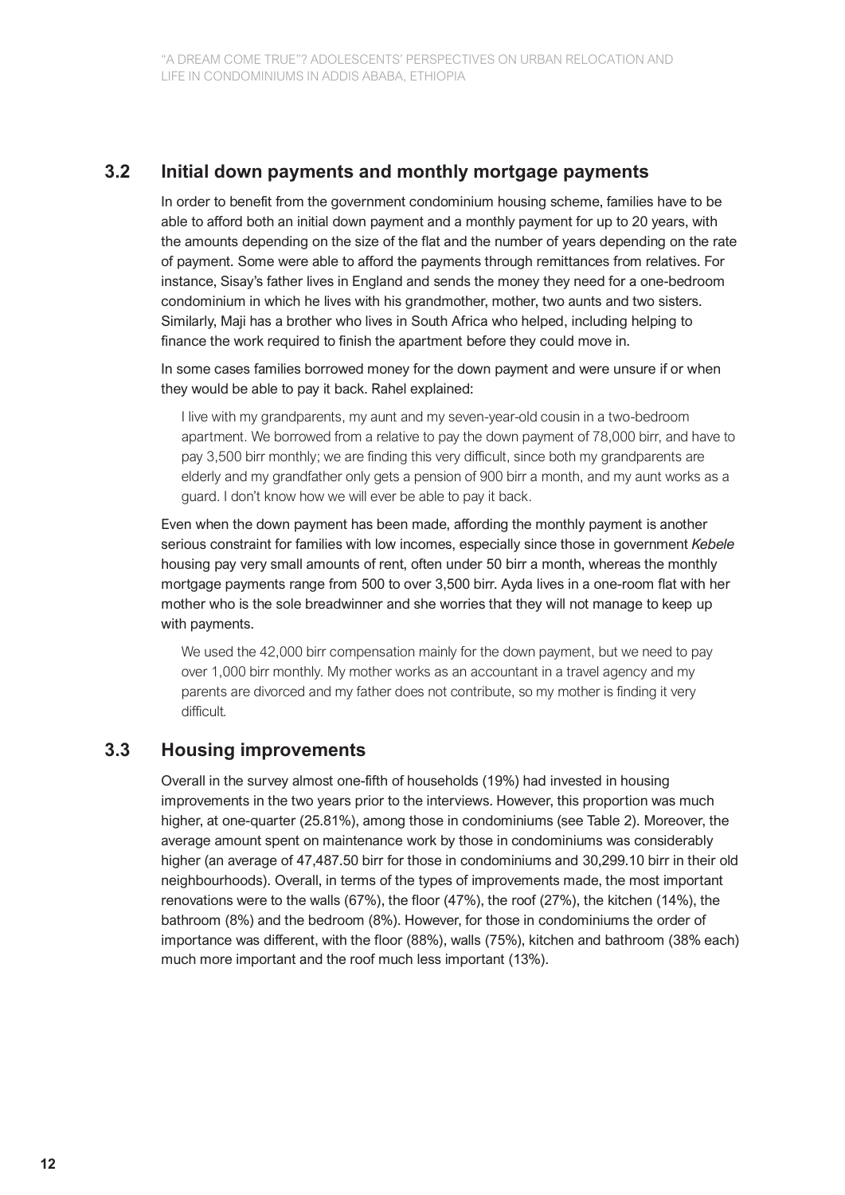## 3.2 Initial down payments and monthly mortgage payments

In order to benefit from the government condominium housing scheme, families have to be able to afford both an initial down payment and a monthly payment for up to 20 years, with the amounts depending on the size of the flat and the number of years depending on the rate of payment. Some were able to afford the payments through remittances from relatives. For instance, Sisay's father lives in England and sends the money they need for a one-bedroom condominium in which he lives with his grandmother, mother, two aunts and two sisters. Similarly, Maji has a brother who lives in South Africa who helped, including helping to finance the work required to finish the apartment before they could move in.

In some cases families borrowed money for the down payment and were unsure if or when they would be able to pay it back. Rahel explained:

> I live with my grandparents, my aunt and my seven-year-old cousin in a two-bedroom apartment. We borrowed from a relative to pay the down payment of 78,000 birr, and have to pay 3,500 birr monthly; we are finding this very difficult, since both my grandparents are elderly and my grandfather only gets a pension of 900 birr a month, and my aunt works as a guard. I don't know how we will ever be able to pay it back.

Even when the down payment has been made, affording the monthly payment is another serious constraint for families with low incomes, especially since those in government *Kebele* housing pay very small amounts of rent, often under 50 birr a month, whereas the monthly mortgage payments range from 500 to over 3,500 birr. Ayda lives in a one-room flat with her mother who is the sole breadwinner and she worries that they will not manage to keep up with payments.

> We used the 42,000 birr compensation mainly for the down payment, but we need to pay over 1,000 birr monthly. My mother works as an accountant in a travel agency and my parents are divorced and my father does not contribute, so my mother is finding it very difficult.

## 3.3 Housing improvements

Overall in the survey almost one-fifth of households (19%) had invested in housing improvements in the two years prior to the interviews. However, this proportion was much higher, at one-quarter (25.81%), among those in condominiums (see Table 2). Moreover, the average amount spent on maintenance work by those in condominiums was considerably higher (an average of 47,487.50 birr for those in condominiums and 30,299.10 birr in their old neighbourhoods). Overall, in terms of the types of improvements made, the most important renovations were to the walls (67%), the floor (47%), the roof (27%), the kitchen (14%), the bathroom (8%) and the bedroom (8%). However, for those in condominiums the order of importance was different, with the floor (88%), walls (75%), kitchen and bathroom (38% each) much more important and the roof much less important (13%).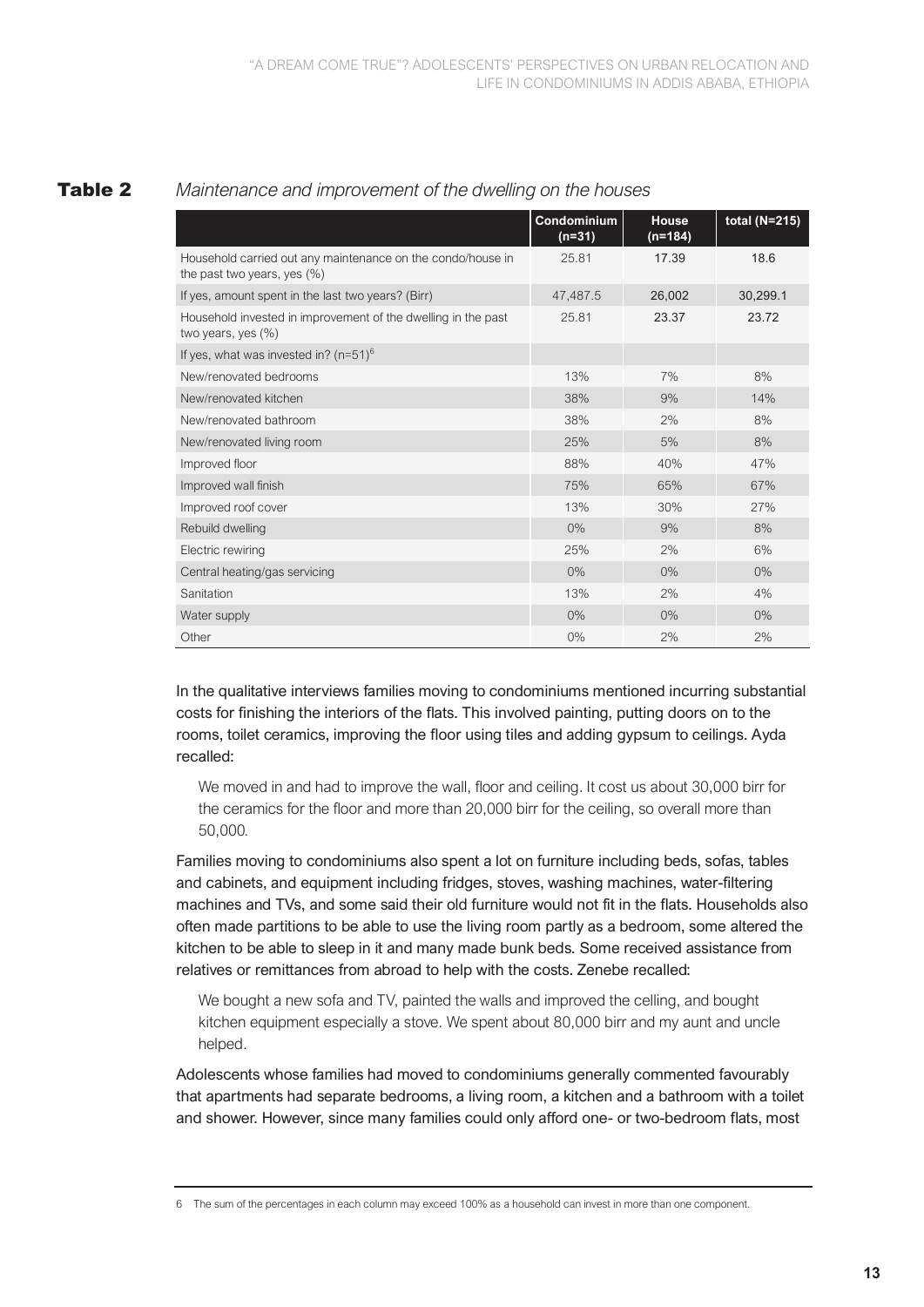**Table 2** *Maintenance and improvement of the dwelling on the houses*

| | Condominium (n=31) | House (n=184) | total (N=215) |
|---|---|---|---|
| Household carried out any maintenance on the condo/house in the past two years, yes (%) | 25.81 | 17.39 | 18.6 |
| If yes, amount spent in the last two years? (Birr) | 47,487.5 | 26,002 | 30,299.1 |
| Household invested in improvement of the dwelling in the past two years, yes (%) | 25.81 | 23.37 | 23.72 |
| If yes, what was invested in? (n=51)[6] | | | |
| New/renovated bedrooms | 13% | 7% | 8% |
| New/renovated kitchen | 38% | 9% | 14% |
| New/renovated bathroom | 38% | 2% | 8% |
| New/renovated living room | 25% | 5% | 8% |
| Improved floor | 88% | 40% | 47% |
| Improved wall finish | 75% | 65% | 67% |
| Improved roof cover | 13% | 30% | 27% |
| Rebuild dwelling | 0% | 9% | 8% |
| Electric rewiring | 25% | 2% | 6% |
| Central heating/gas servicing | 0% | 0% | 0% |
| Sanitation | 13% | 2% | 4% |
| Water supply | 0% | 0% | 0% |
| Other | 0% | 2% | 2% |

In the qualitative interviews families moving to condominiums mentioned incurring substantial costs for finishing the interiors of the flats. This involved painting, putting doors on to the rooms, toilet ceramics, improving the floor using tiles and adding gypsum to ceilings. Ayda recalled:

> We moved in and had to improve the wall, floor and ceiling. It cost us about 30,000 birr for the ceramics for the floor and more than 20,000 birr for the ceiling, so overall more than 50,000.

Families moving to condominiums also spent a lot on furniture including beds, sofas, tables and cabinets, and equipment including fridges, stoves, washing machines, water-filtering machines and TVs, and some said their old furniture would not fit in the flats. Households also often made partitions to be able to use the living room partly as a bedroom, some altered the kitchen to be able to sleep in it and many made bunk beds. Some received assistance from relatives or remittances from abroad to help with the costs. Zenebe recalled:

> We bought a new sofa and TV, painted the walls and improved the celling, and bought kitchen equipment especially a stove. We spent about 80,000 birr and my aunt and uncle helped.

Adolescents whose families had moved to condominiums generally commented favourably that apartments had separate bedrooms, a living room, a kitchen and a bathroom with a toilet and shower. However, since many families could only afford one- or two-bedroom flats, most

6 The sum of the percentages in each column may exceed 100% as a household can invest in more than one component.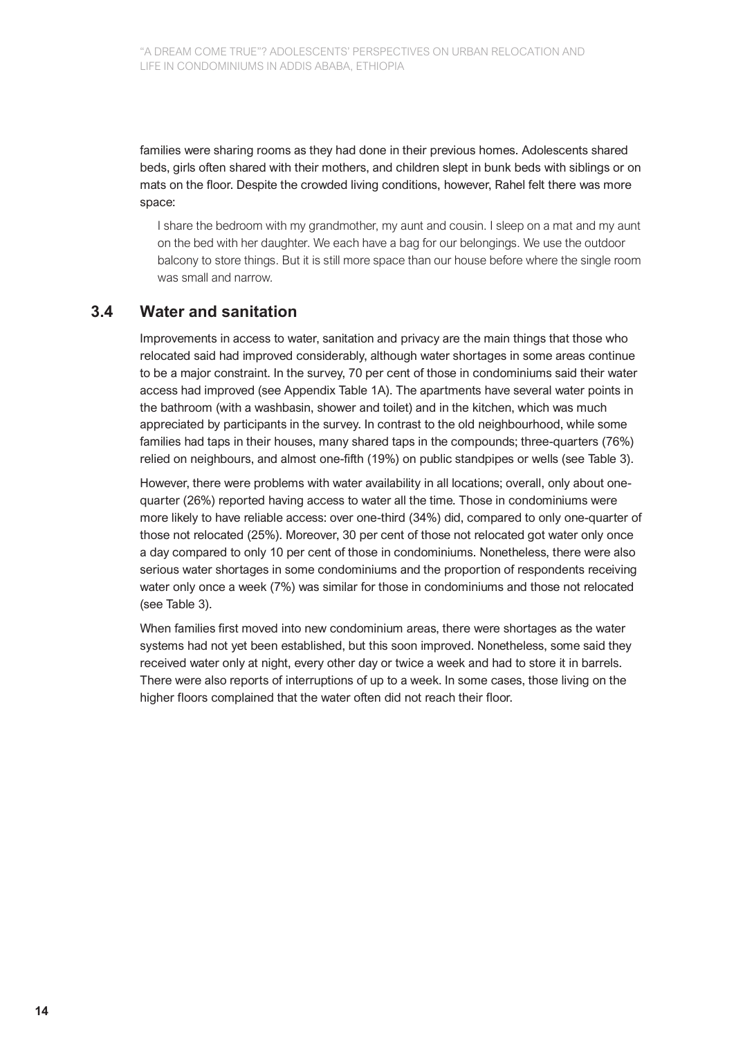families were sharing rooms as they had done in their previous homes. Adolescents shared beds, girls often shared with their mothers, and children slept in bunk beds with siblings or on mats on the floor. Despite the crowded living conditions, however, Rahel felt there was more space:

> I share the bedroom with my grandmother, my aunt and cousin. I sleep on a mat and my aunt on the bed with her daughter. We each have a bag for our belongings. We use the outdoor balcony to store things. But it is still more space than our house before where the single room was small and narrow.

## 3.4 Water and sanitation

Improvements in access to water, sanitation and privacy are the main things that those who relocated said had improved considerably, although water shortages in some areas continue to be a major constraint. In the survey, 70 per cent of those in condominiums said their water access had improved (see Appendix Table 1A). The apartments have several water points in the bathroom (with a washbasin, shower and toilet) and in the kitchen, which was much appreciated by participants in the survey. In contrast to the old neighbourhood, while some families had taps in their houses, many shared taps in the compounds; three-quarters (76%) relied on neighbours, and almost one-fifth (19%) on public standpipes or wells (see Table 3).

However, there were problems with water availability in all locations; overall, only about one-quarter (26%) reported having access to water all the time. Those in condominiums were more likely to have reliable access: over one-third (34%) did, compared to only one-quarter of those not relocated (25%). Moreover, 30 per cent of those not relocated got water only once a day compared to only 10 per cent of those in condominiums. Nonetheless, there were also serious water shortages in some condominiums and the proportion of respondents receiving water only once a week (7%) was similar for those in condominiums and those not relocated (see Table 3).

When families first moved into new condominium areas, there were shortages as the water systems had not yet been established, but this soon improved. Nonetheless, some said they received water only at night, every other day or twice a week and had to store it in barrels. There were also reports of interruptions of up to a week. In some cases, those living on the higher floors complained that the water often did not reach their floor.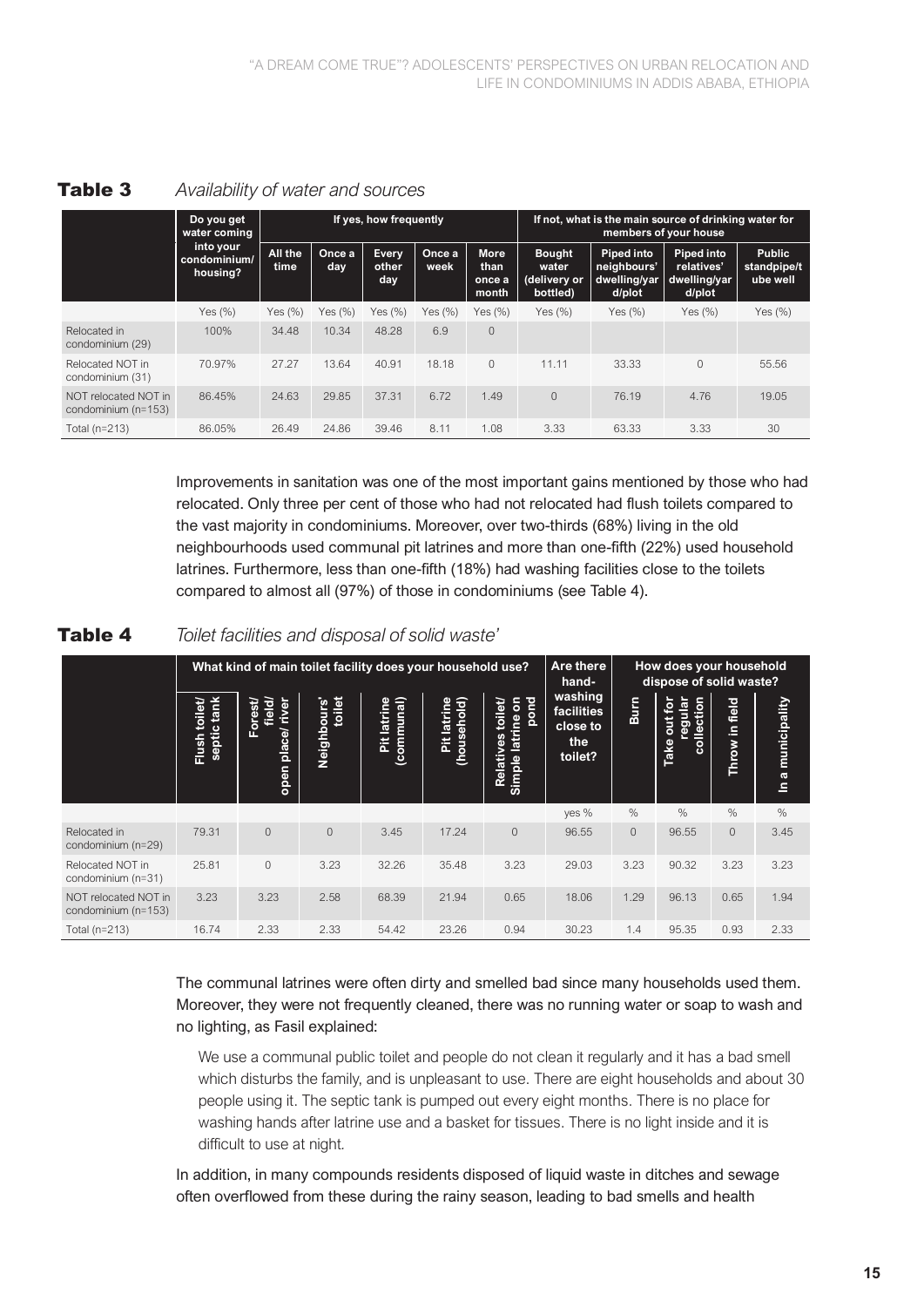**Table 3** *Availability of water and sources*

| | Do you get water coming into your condominium/ housing? | If yes, how frequently | | | | | If not, what is the main source of drinking water for members of your house | | | |
|---|---|---|---|---|---|---|---|---|---|---|
| | | All the time | Once a day | Every other day | Once a week | More than once a month | Bought water (delivery or bottled) | Piped into neighbours' dwelling/yard/plot | Piped into relatives' dwelling/yard/plot | Public standpipe/tube well |
| | Yes (%) | Yes (%) | Yes (%) | Yes (%) | Yes (%) | Yes (%) | Yes (%) | Yes (%) | Yes (%) | Yes (%) |
| Relocated in condominium (29) | 100% | 34.48 | 10.34 | 48.28 | 6.9 | 0 | | | | |
| Relocated NOT in condominium (31) | 70.97% | 27.27 | 13.64 | 40.91 | 18.18 | 0 | 11.11 | 33.33 | 0 | 55.56 |
| NOT relocated NOT in condominium (n=153) | 86.45% | 24.63 | 29.85 | 37.31 | 6.72 | 1.49 | 0 | 76.19 | 4.76 | 19.05 |
| Total (n=213) | 86.05% | 26.49 | 24.86 | 39.46 | 8.11 | 1.08 | 3.33 | 63.33 | 3.33 | 30 |

Improvements in sanitation was one of the most important gains mentioned by those who had relocated. Only three per cent of those who had not relocated had flush toilets compared to the vast majority in condominiums. Moreover, over two-thirds (68%) living in the old neighbourhoods used communal pit latrines and more than one-fifth (22%) used household latrines. Furthermore, less than one-fifth (18%) had washing facilities close to the toilets compared to almost all (97%) of those in condominiums (see Table 4).

**Table 4** *Toilet facilities and disposal of solid waste'*

| | What kind of main toilet facility does your household use? | | | | | | Are there hand-washing facilities close to the toilet? | How does your household dispose of solid waste? | | | |
|---|---|---|---|---|---|---|---|---|---|---|---|
| | Flush toilet/ septic tank | Forest/ field/ open place/ river | Neighbours' toilet | Pit latrine (communal) | Pit latrine (household) | Relatives toilet/ Simple latrine on pond | | Burn | Take out for regular collection | Throw in field | In a municipality |
| | | | | | | | yes % | % | % | % | % |
| Relocated in condominium (n=29) | 79.31 | 0 | 0 | 3.45 | 17.24 | 0 | 96.55 | 0 | 96.55 | 0 | 3.45 |
| Relocated NOT in condominium (n=31) | 25.81 | 0 | 3.23 | 32.26 | 35.48 | 3.23 | 29.03 | 3.23 | 90.32 | 3.23 | 3.23 |
| NOT relocated NOT in condominium (n=153) | 3.23 | 3.23 | 2.58 | 68.39 | 21.94 | 0.65 | 18.06 | 1.29 | 96.13 | 0.65 | 1.94 |
| Total (n=213) | 16.74 | 2.33 | 2.33 | 54.42 | 23.26 | 0.94 | 30.23 | 1.4 | 95.35 | 0.93 | 2.33 |

The communal latrines were often dirty and smelled bad since many households used them. Moreover, they were not frequently cleaned, there was no running water or soap to wash and no lighting, as Fasil explained:

> We use a communal public toilet and people do not clean it regularly and it has a bad smell which disturbs the family, and is unpleasant to use. There are eight households and about 30 people using it. The septic tank is pumped out every eight months. There is no place for washing hands after latrine use and a basket for tissues. There is no light inside and it is difficult to use at night.

In addition, in many compounds residents disposed of liquid waste in ditches and sewage often overflowed from these during the rainy season, leading to bad smells and health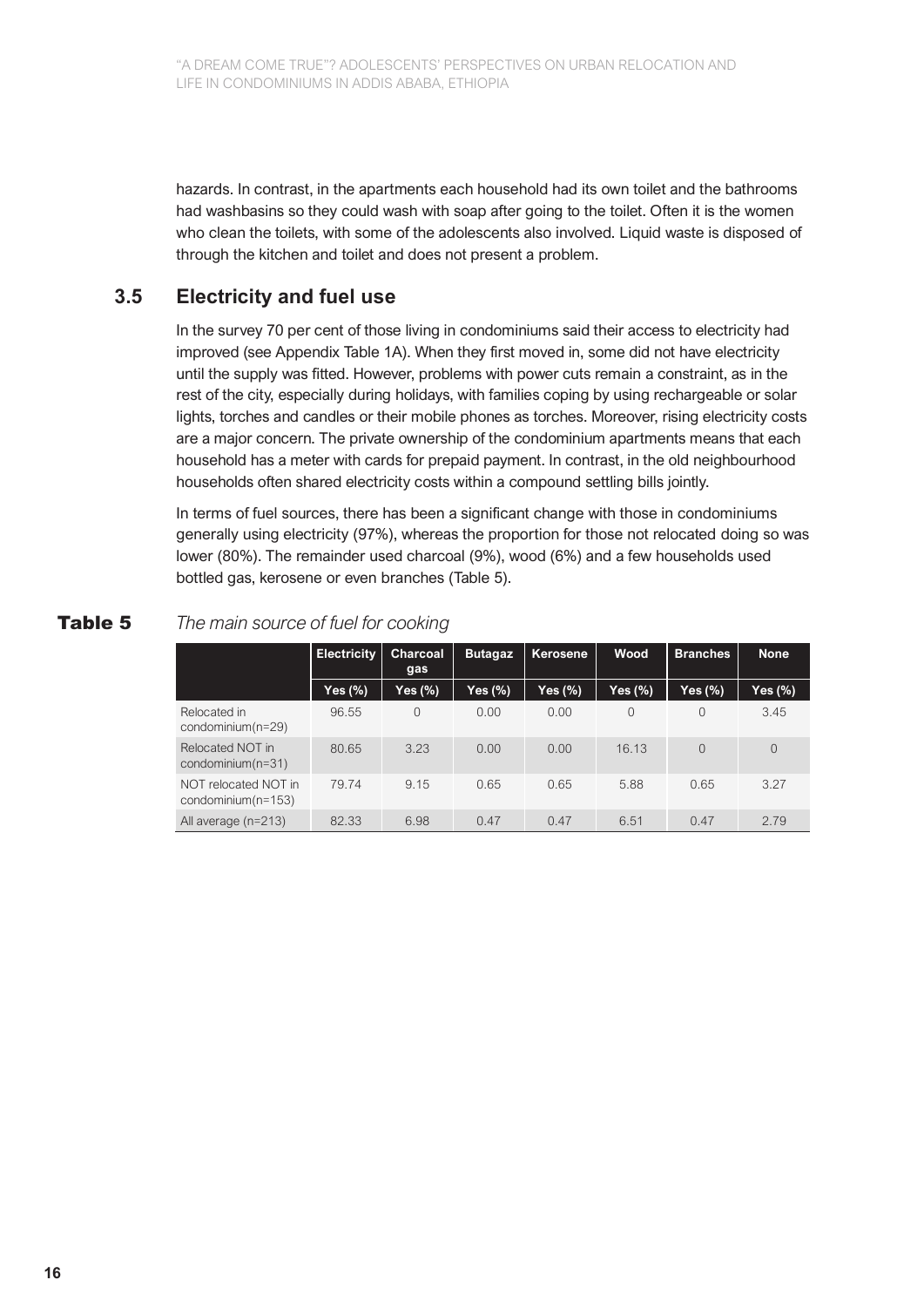hazards. In contrast, in the apartments each household had its own toilet and the bathrooms had washbasins so they could wash with soap after going to the toilet. Often it is the women who clean the toilets, with some of the adolescents also involved. Liquid waste is disposed of through the kitchen and toilet and does not present a problem.

## 3.5 Electricity and fuel use

In the survey 70 per cent of those living in condominiums said their access to electricity had improved (see Appendix Table 1A). When they first moved in, some did not have electricity until the supply was fitted. However, problems with power cuts remain a constraint, as in the rest of the city, especially during holidays, with families coping by using rechargeable or solar lights, torches and candles or their mobile phones as torches. Moreover, rising electricity costs are a major concern. The private ownership of the condominium apartments means that each household has a meter with cards for prepaid payment. In contrast, in the old neighbourhood households often shared electricity costs within a compound settling bills jointly.

In terms of fuel sources, there has been a significant change with those in condominiums generally using electricity (97%), whereas the proportion for those not relocated doing so was lower (80%). The remainder used charcoal (9%), wood (6%) and a few households used bottled gas, kerosene or even branches (Table 5).

**Table 5** *The main source of fuel for cooking*

| | Electricity | Charcoal gas | Butagaz | Kerosene | Wood | Branches | None |
|---|---|---|---|---|---|---|---|
| | Yes (%) | Yes (%) | Yes (%) | Yes (%) | Yes (%) | Yes (%) | Yes (%) |
| Relocated in condominium(n=29) | 96.55 | 0 | 0.00 | 0.00 | 0 | 0 | 3.45 |
| Relocated NOT in condominium(n=31) | 80.65 | 3.23 | 0.00 | 0.00 | 16.13 | 0 | 0 |
| NOT relocated NOT in condominium(n=153) | 79.74 | 9.15 | 0.65 | 0.65 | 5.88 | 0.65 | 3.27 |
| All average (n=213) | 82.33 | 6.98 | 0.47 | 0.47 | 6.51 | 0.47 | 2.79 |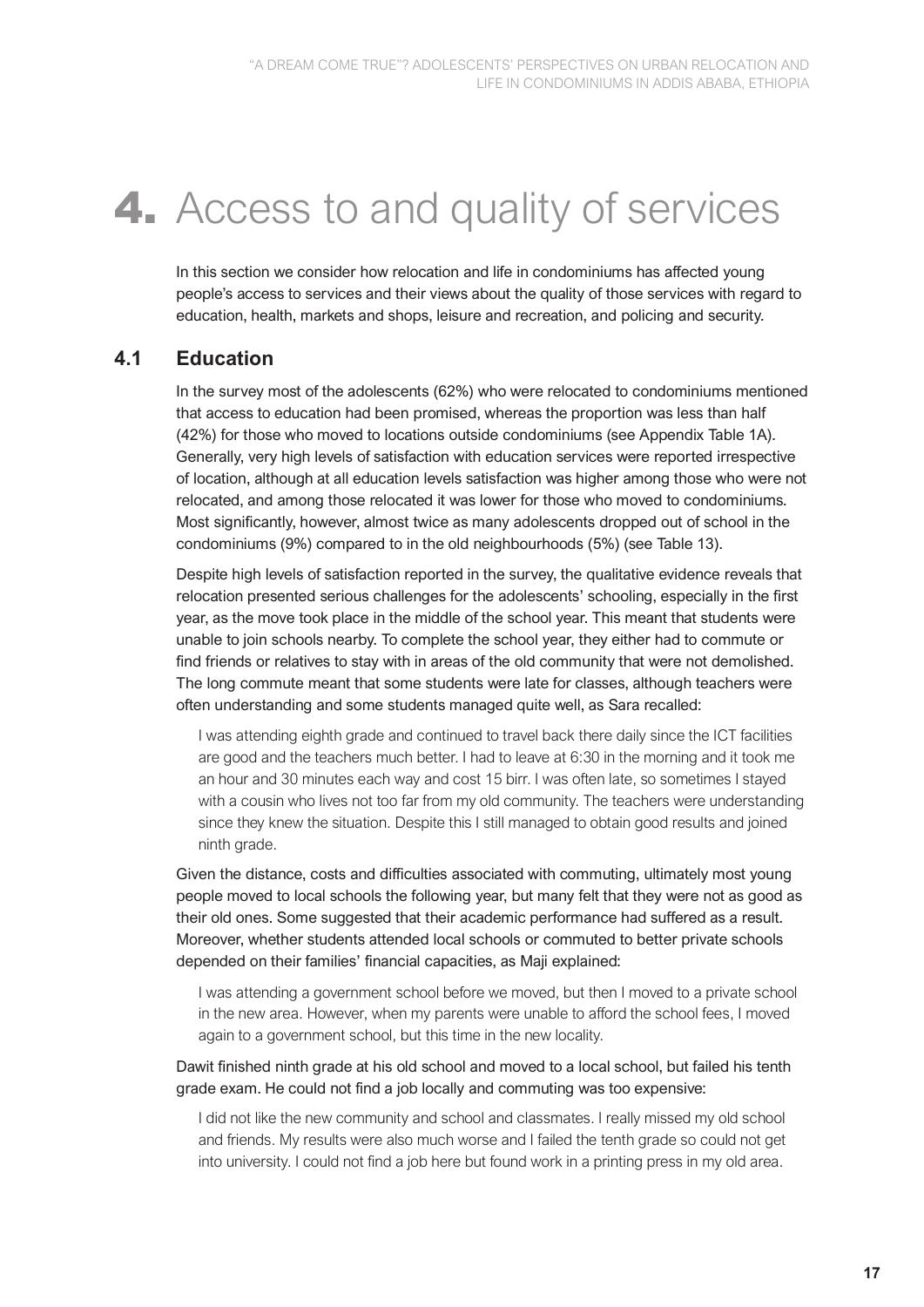# 4. Access to and quality of services

In this section we consider how relocation and life in condominiums has affected young people's access to services and their views about the quality of those services with regard to education, health, markets and shops, leisure and recreation, and policing and security.

## 4.1 Education

In the survey most of the adolescents (62%) who were relocated to condominiums mentioned that access to education had been promised, whereas the proportion was less than half (42%) for those who moved to locations outside condominiums (see Appendix Table 1A). Generally, very high levels of satisfaction with education services were reported irrespective of location, although at all education levels satisfaction was higher among those who were not relocated, and among those relocated it was lower for those who moved to condominiums. Most significantly, however, almost twice as many adolescents dropped out of school in the condominiums (9%) compared to in the old neighbourhoods (5%) (see Table 13).

Despite high levels of satisfaction reported in the survey, the qualitative evidence reveals that relocation presented serious challenges for the adolescents' schooling, especially in the first year, as the move took place in the middle of the school year. This meant that students were unable to join schools nearby. To complete the school year, they either had to commute or find friends or relatives to stay with in areas of the old community that were not demolished. The long commute meant that some students were late for classes, although teachers were often understanding and some students managed quite well, as Sara recalled:

> I was attending eighth grade and continued to travel back there daily since the ICT facilities are good and the teachers much better. I had to leave at 6:30 in the morning and it took me an hour and 30 minutes each way and cost 15 birr. I was often late, so sometimes I stayed with a cousin who lives not too far from my old community. The teachers were understanding since they knew the situation. Despite this I still managed to obtain good results and joined ninth grade.

Given the distance, costs and difficulties associated with commuting, ultimately most young people moved to local schools the following year, but many felt that they were not as good as their old ones. Some suggested that their academic performance had suffered as a result. Moreover, whether students attended local schools or commuted to better private schools depended on their families' financial capacities, as Maji explained:

> I was attending a government school before we moved, but then I moved to a private school in the new area. However, when my parents were unable to afford the school fees, I moved again to a government school, but this time in the new locality.

Dawit finished ninth grade at his old school and moved to a local school, but failed his tenth grade exam. He could not find a job locally and commuting was too expensive:

> I did not like the new community and school and classmates. I really missed my old school and friends. My results were also much worse and I failed the tenth grade so could not get into university. I could not find a job here but found work in a printing press in my old area.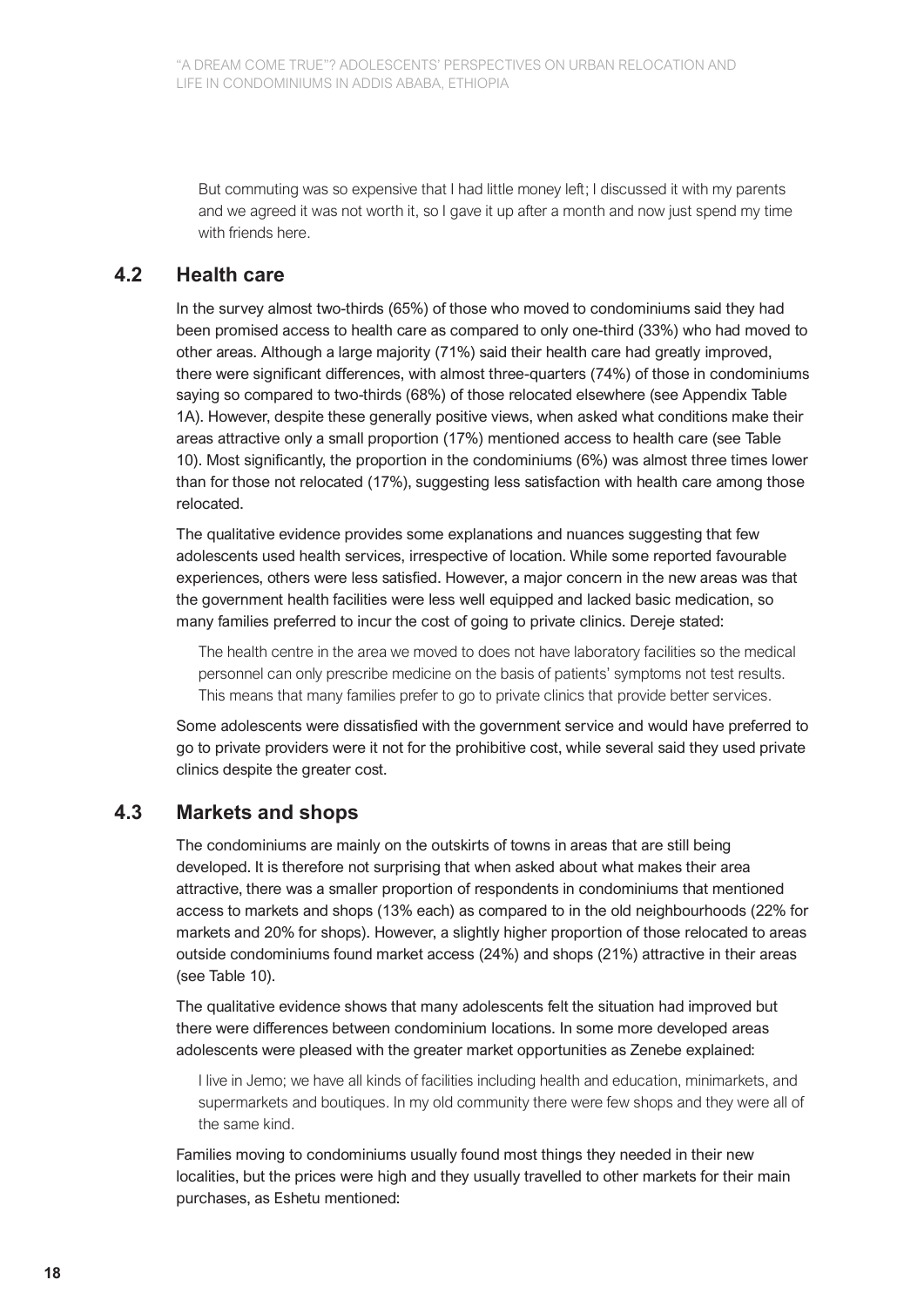> But commuting was so expensive that I had little money left; I discussed it with my parents and we agreed it was not worth it, so I gave it up after a month and now just spend my time with friends here.

## 4.2 Health care

In the survey almost two-thirds (65%) of those who moved to condominiums said they had been promised access to health care as compared to only one-third (33%) who had moved to other areas. Although a large majority (71%) said their health care had greatly improved, there were significant differences, with almost three-quarters (74%) of those in condominiums saying so compared to two-thirds (68%) of those relocated elsewhere (see Appendix Table 1A). However, despite these generally positive views, when asked what conditions make their areas attractive only a small proportion (17%) mentioned access to health care (see Table 10). Most significantly, the proportion in the condominiums (6%) was almost three times lower than for those not relocated (17%), suggesting less satisfaction with health care among those relocated.

The qualitative evidence provides some explanations and nuances suggesting that few adolescents used health services, irrespective of location. While some reported favourable experiences, others were less satisfied. However, a major concern in the new areas was that the government health facilities were less well equipped and lacked basic medication, so many families preferred to incur the cost of going to private clinics. Dereje stated:

> The health centre in the area we moved to does not have laboratory facilities so the medical personnel can only prescribe medicine on the basis of patients' symptoms not test results. This means that many families prefer to go to private clinics that provide better services.

Some adolescents were dissatisfied with the government service and would have preferred to go to private providers were it not for the prohibitive cost, while several said they used private clinics despite the greater cost.

## 4.3 Markets and shops

The condominiums are mainly on the outskirts of towns in areas that are still being developed. It is therefore not surprising that when asked about what makes their area attractive, there was a smaller proportion of respondents in condominiums that mentioned access to markets and shops (13% each) as compared to in the old neighbourhoods (22% for markets and 20% for shops). However, a slightly higher proportion of those relocated to areas outside condominiums found market access (24%) and shops (21%) attractive in their areas (see Table 10).

The qualitative evidence shows that many adolescents felt the situation had improved but there were differences between condominium locations. In some more developed areas adolescents were pleased with the greater market opportunities as Zenebe explained:

> I live in Jemo; we have all kinds of facilities including health and education, minimarkets, and supermarkets and boutiques. In my old community there were few shops and they were all of the same kind.

Families moving to condominiums usually found most things they needed in their new localities, but the prices were high and they usually travelled to other markets for their main purchases, as Eshetu mentioned: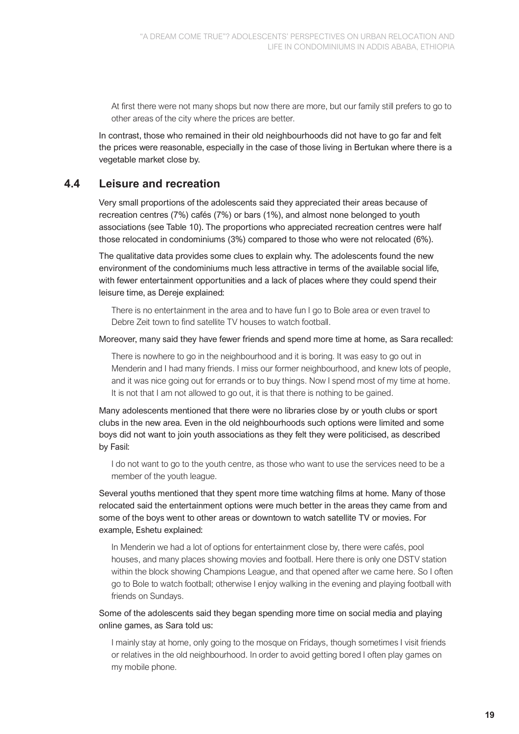> At first there were not many shops but now there are more, but our family still prefers to go to other areas of the city where the prices are better.

In contrast, those who remained in their old neighbourhoods did not have to go far and felt the prices were reasonable, especially in the case of those living in Bertukan where there is a vegetable market close by.

## 4.4 Leisure and recreation

Very small proportions of the adolescents said they appreciated their areas because of recreation centres (7%) cafés (7%) or bars (1%), and almost none belonged to youth associations (see Table 10). The proportions who appreciated recreation centres were half those relocated in condominiums (3%) compared to those who were not relocated (6%).

The qualitative data provides some clues to explain why. The adolescents found the new environment of the condominiums much less attractive in terms of the available social life, with fewer entertainment opportunities and a lack of places where they could spend their leisure time, as Dereje explained:

> There is no entertainment in the area and to have fun I go to Bole area or even travel to Debre Zeit town to find satellite TV houses to watch football.

Moreover, many said they have fewer friends and spend more time at home, as Sara recalled:

> There is nowhere to go in the neighbourhood and it is boring. It was easy to go out in Menderin and I had many friends. I miss our former neighbourhood, and knew lots of people, and it was nice going out for errands or to buy things. Now I spend most of my time at home. It is not that I am not allowed to go out, it is that there is nothing to be gained.

Many adolescents mentioned that there were no libraries close by or youth clubs or sport clubs in the new area. Even in the old neighbourhoods such options were limited and some boys did not want to join youth associations as they felt they were politicised, as described by Fasil:

> I do not want to go to the youth centre, as those who want to use the services need to be a member of the youth league.

Several youths mentioned that they spent more time watching films at home. Many of those relocated said the entertainment options were much better in the areas they came from and some of the boys went to other areas or downtown to watch satellite TV or movies. For example, Eshetu explained:

> In Menderin we had a lot of options for entertainment close by, there were cafés, pool houses, and many places showing movies and football. Here there is only one DSTV station within the block showing Champions League, and that opened after we came here. So I often go to Bole to watch football; otherwise I enjoy walking in the evening and playing football with friends on Sundays.

Some of the adolescents said they began spending more time on social media and playing online games, as Sara told us:

> I mainly stay at home, only going to the mosque on Fridays, though sometimes I visit friends or relatives in the old neighbourhood. In order to avoid getting bored I often play games on my mobile phone.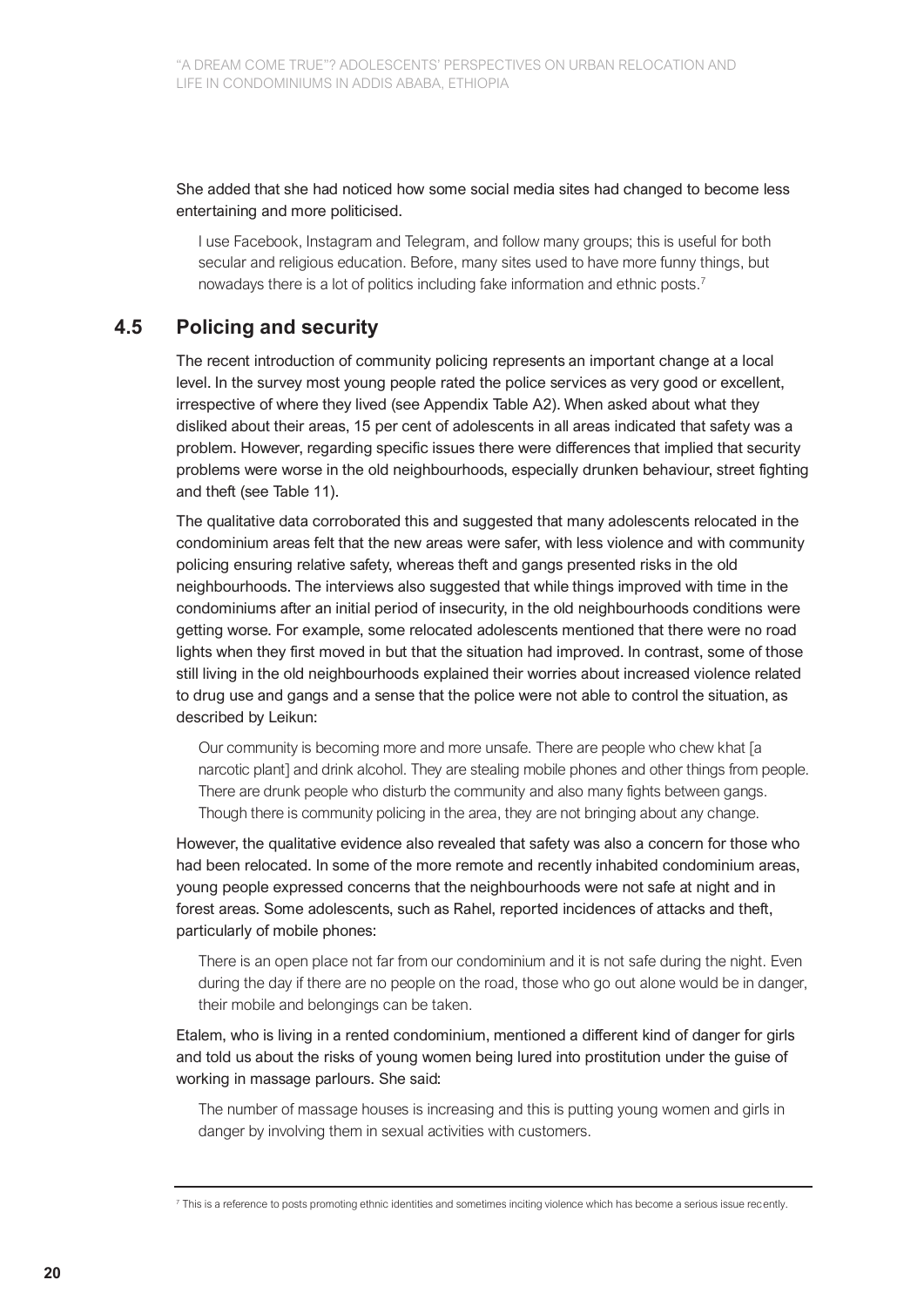She added that she had noticed how some social media sites had changed to become less entertaining and more politicised.

> I use Facebook, Instagram and Telegram, and follow many groups; this is useful for both secular and religious education. Before, many sites used to have more funny things, but nowadays there is a lot of politics including fake information and ethnic posts.[7]

## 4.5 Policing and security

The recent introduction of community policing represents an important change at a local level. In the survey most young people rated the police services as very good or excellent, irrespective of where they lived (see Appendix Table A2). When asked about what they disliked about their areas, 15 per cent of adolescents in all areas indicated that safety was a problem. However, regarding specific issues there were differences that implied that security problems were worse in the old neighbourhoods, especially drunken behaviour, street fighting and theft (see Table 11).

The qualitative data corroborated this and suggested that many adolescents relocated in the condominium areas felt that the new areas were safer, with less violence and with community policing ensuring relative safety, whereas theft and gangs presented risks in the old neighbourhoods. The interviews also suggested that while things improved with time in the condominiums after an initial period of insecurity, in the old neighbourhoods conditions were getting worse. For example, some relocated adolescents mentioned that there were no road lights when they first moved in but that the situation had improved. In contrast, some of those still living in the old neighbourhoods explained their worries about increased violence related to drug use and gangs and a sense that the police were not able to control the situation, as described by Leikun:

> Our community is becoming more and more unsafe. There are people who chew khat [a narcotic plant] and drink alcohol. They are stealing mobile phones and other things from people. There are drunk people who disturb the community and also many fights between gangs. Though there is community policing in the area, they are not bringing about any change.

However, the qualitative evidence also revealed that safety was also a concern for those who had been relocated. In some of the more remote and recently inhabited condominium areas, young people expressed concerns that the neighbourhoods were not safe at night and in forest areas. Some adolescents, such as Rahel, reported incidences of attacks and theft, particularly of mobile phones:

> There is an open place not far from our condominium and it is not safe during the night. Even during the day if there are no people on the road, those who go out alone would be in danger, their mobile and belongings can be taken.

Etalem, who is living in a rented condominium, mentioned a different kind of danger for girls and told us about the risks of young women being lured into prostitution under the guise of working in massage parlours. She said:

> The number of massage houses is increasing and this is putting young women and girls in danger by involving them in sexual activities with customers.

---

[7] This is a reference to posts promoting ethnic identities and sometimes inciting violence which has become a serious issue recently.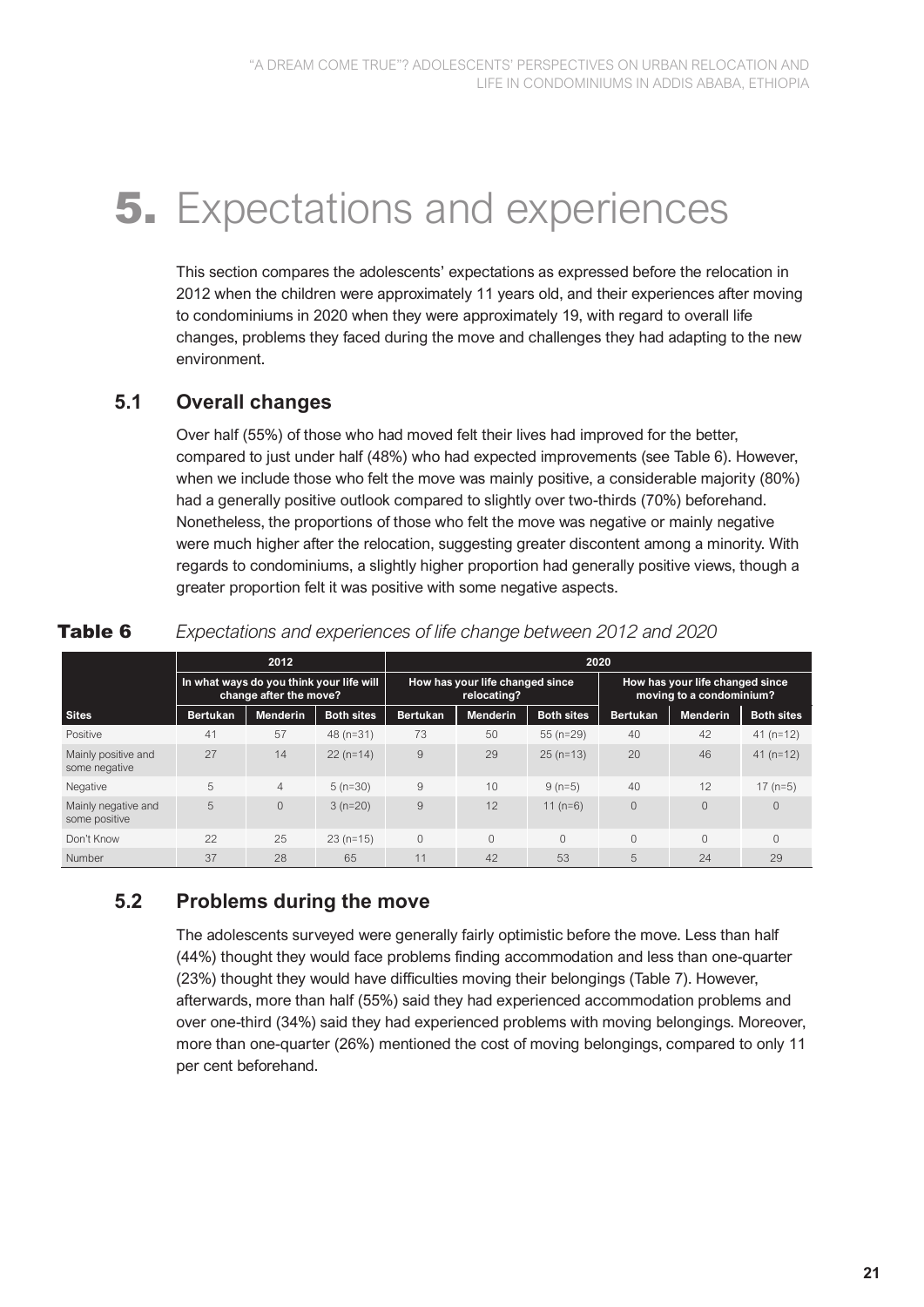# 5. Expectations and experiences

This section compares the adolescents' expectations as expressed before the relocation in 2012 when the children were approximately 11 years old, and their experiences after moving to condominiums in 2020 when they were approximately 19, with regard to overall life changes, problems they faced during the move and challenges they had adapting to the new environment.

## 5.1 Overall changes

Over half (55%) of those who had moved felt their lives had improved for the better, compared to just under half (48%) who had expected improvements (see Table 6). However, when we include those who felt the move was mainly positive, a considerable majority (80%) had a generally positive outlook compared to slightly over two-thirds (70%) beforehand. Nonetheless, the proportions of those who felt the move was negative or mainly negative were much higher after the relocation, suggesting greater discontent among a minority. With regards to condominiums, a slightly higher proportion had generally positive views, though a greater proportion felt it was positive with some negative aspects.

**Table 6** *Expectations and experiences of life change between 2012 and 2020*

| | 2012 | | | 2020 | | | | | |
|---|---|---|---|---|---|---|---|---|---|
| | In what ways do you think your life will change after the move? | | | How has your life changed since relocating? | | | How has your life changed since moving to a condominium? | | |
| **Sites** | **Bertukan** | **Menderin** | **Both sites** | **Bertukan** | **Menderin** | **Both sites** | **Bertukan** | **Menderin** | **Both sites** |
| Positive | 41 | 57 | 48 (n=31) | 73 | 50 | 55 (n=29) | 40 | 42 | 41 (n=12) |
| Mainly positive and some negative | 27 | 14 | 22 (n=14) | 9 | 29 | 25 (n=13) | 20 | 46 | 41 (n=12) |
| Negative | 5 | 4 | 5 (n=30) | 9 | 10 | 9 (n=5) | 40 | 12 | 17 (n=5) |
| Mainly negative and some positive | 5 | 0 | 3 (n=20) | 9 | 12 | 11 (n=6) | 0 | 0 | 0 |
| Don't Know | 22 | 25 | 23 (n=15) | 0 | 0 | 0 | 0 | 0 | 0 |
| Number | 37 | 28 | 65 | 11 | 42 | 53 | 5 | 24 | 29 |

## 5.2 Problems during the move

The adolescents surveyed were generally fairly optimistic before the move. Less than half (44%) thought they would face problems finding accommodation and less than one-quarter (23%) thought they would have difficulties moving their belongings (Table 7). However, afterwards, more than half (55%) said they had experienced accommodation problems and over one-third (34%) said they had experienced problems with moving belongings. Moreover, more than one-quarter (26%) mentioned the cost of moving belongings, compared to only 11 per cent beforehand.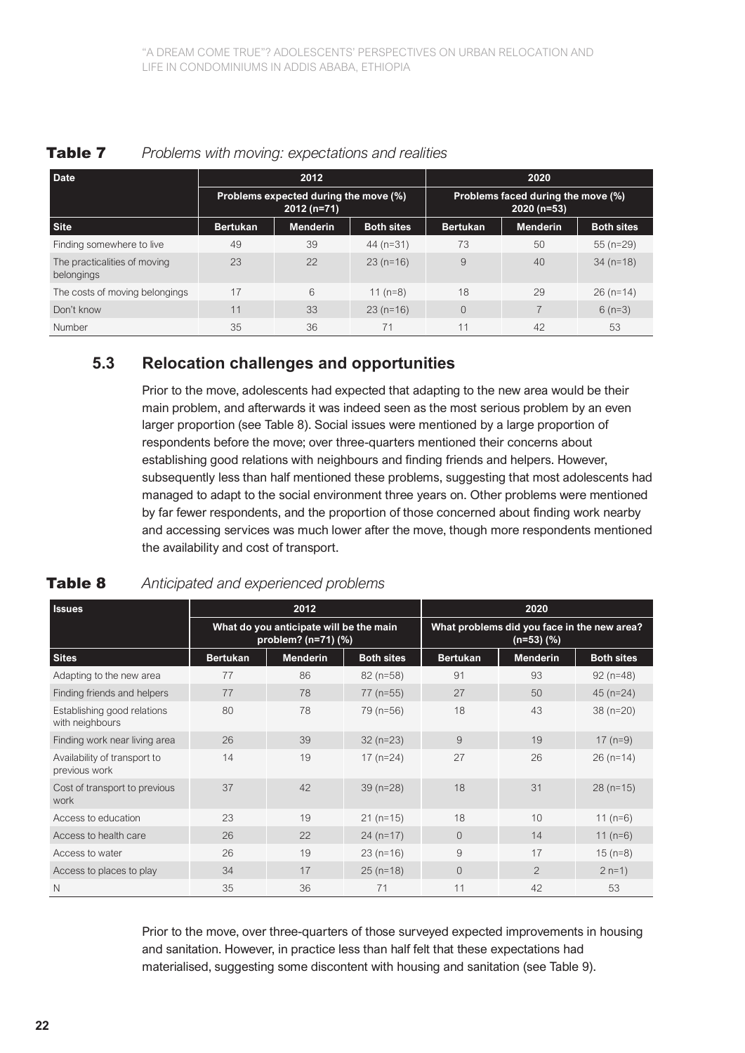**Table 7** *Problems with moving: expectations and realities*

| Date | 2012 | | | 2020 | | |
|---|---|---|---|---|---|---|
| | Problems expected during the move (%) 2012 (n=71) | | | Problems faced during the move (%) 2020 (n=53) | | |
| Site | Bertukan | Menderin | Both sites | Bertukan | Menderin | Both sites |
| Finding somewhere to live | 49 | 39 | 44 (n=31) | 73 | 50 | 55 (n=29) |
| The practicalities of moving belongings | 23 | 22 | 23 (n=16) | 9 | 40 | 34 (n=18) |
| The costs of moving belongings | 17 | 6 | 11 (n=8) | 18 | 29 | 26 (n=14) |
| Don't know | 11 | 33 | 23 (n=16) | 0 | 7 | 6 (n=3) |
| Number | 35 | 36 | 71 | 11 | 42 | 53 |

## 5.3 Relocation challenges and opportunities

Prior to the move, adolescents had expected that adapting to the new area would be their main problem, and afterwards it was indeed seen as the most serious problem by an even larger proportion (see Table 8). Social issues were mentioned by a large proportion of respondents before the move; over three-quarters mentioned their concerns about establishing good relations with neighbours and finding friends and helpers. However, subsequently less than half mentioned these problems, suggesting that most adolescents had managed to adapt to the social environment three years on. Other problems were mentioned by far fewer respondents, and the proportion of those concerned about finding work nearby and accessing services was much lower after the move, though more respondents mentioned the availability and cost of transport.

**Table 8** *Anticipated and experienced problems*

| Issues | 2012 | | | 2020 | | |
|---|---|---|---|---|---|---|
| | What do you anticipate will be the main problem? (n=71) (%) | | | What problems did you face in the new area? (n=53) (%) | | |
| Sites | Bertukan | Menderin | Both sites | Bertukan | Menderin | Both sites |
| Adapting to the new area | 77 | 86 | 82 (n=58) | 91 | 93 | 92 (n=48) |
| Finding friends and helpers | 77 | 78 | 77 (n=55) | 27 | 50 | 45 (n=24) |
| Establishing good relations with neighbours | 80 | 78 | 79 (n=56) | 18 | 43 | 38 (n=20) |
| Finding work near living area | 26 | 39 | 32 (n=23) | 9 | 19 | 17 (n=9) |
| Availability of transport to previous work | 14 | 19 | 17 (n=24) | 27 | 26 | 26 (n=14) |
| Cost of transport to previous work | 37 | 42 | 39 (n=28) | 18 | 31 | 28 (n=15) |
| Access to education | 23 | 19 | 21 (n=15) | 18 | 10 | 11 (n=6) |
| Access to health care | 26 | 22 | 24 (n=17) | 0 | 14 | 11 (n=6) |
| Access to water | 26 | 19 | 23 (n=16) | 9 | 17 | 15 (n=8) |
| Access to places to play | 34 | 17 | 25 (n=18) | 0 | 2 | 2 n=1) |
| N | 35 | 36 | 71 | 11 | 42 | 53 |

Prior to the move, over three-quarters of those surveyed expected improvements in housing and sanitation. However, in practice less than half felt that these expectations had materialised, suggesting some discontent with housing and sanitation (see Table 9).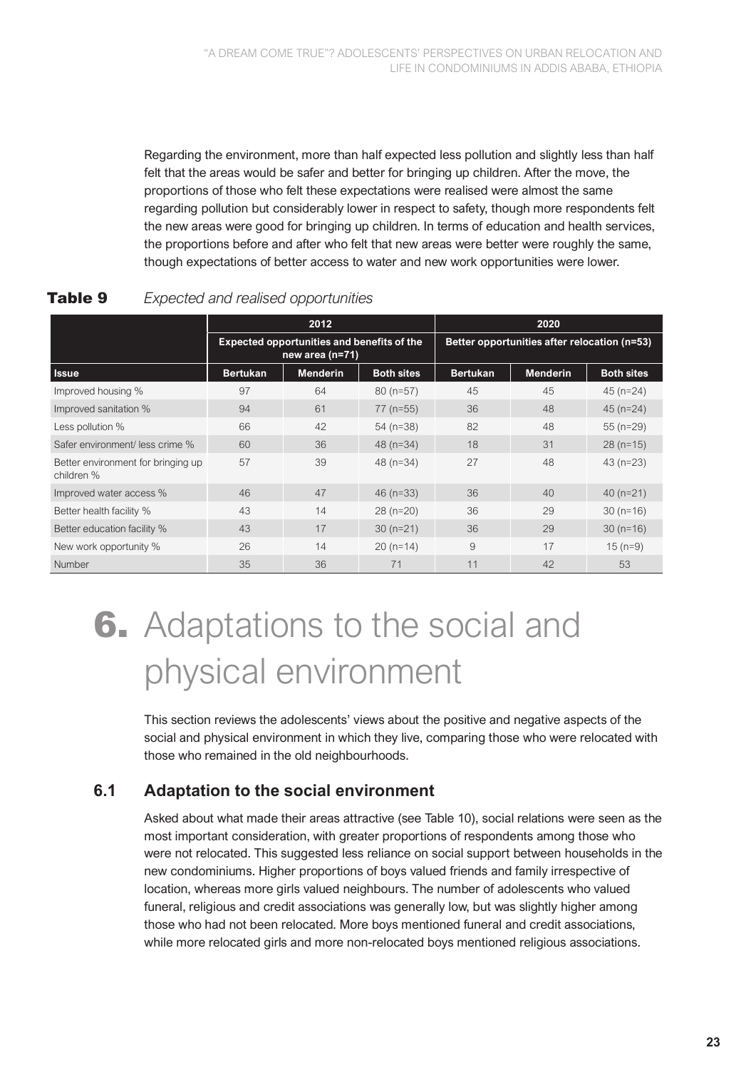Regarding the environment, more than half expected less pollution and slightly less than half felt that the areas would be safer and better for bringing up children. After the move, the proportions of those who felt these expectations were realised were almost the same regarding pollution but considerably lower in respect to safety, though more respondents felt the new areas were good for bringing up children. In terms of education and health services, the proportions before and after who felt that new areas were better were roughly the same, though expectations of better access to water and new work opportunities were lower.

**Table 9** *Expected and realised opportunities*

| | 2012 | | | 2020 | | |
|---|---|---|---|---|---|---|
| | Expected opportunities and benefits of the new area (n=71) | | | Better opportunities after relocation (n=53) | | |
| **Issue** | **Bertukan** | **Menderin** | **Both sites** | **Bertukan** | **Menderin** | **Both sites** |
| Improved housing % | 97 | 64 | 80 (n=57) | 45 | 45 | 45 (n=24) |
| Improved sanitation % | 94 | 61 | 77 (n=55) | 36 | 48 | 45 (n=24) |
| Less pollution % | 66 | 42 | 54 (n=38) | 82 | 48 | 55 (n=29) |
| Safer environment/ less crime % | 60 | 36 | 48 (n=34) | 18 | 31 | 28 (n=15) |
| Better environment for bringing up children % | 57 | 39 | 48 (n=34) | 27 | 48 | 43 (n=23) |
| Improved water access % | 46 | 47 | 46 (n=33) | 36 | 40 | 40 (n=21) |
| Better health facility % | 43 | 14 | 28 (n=20) | 36 | 29 | 30 (n=16) |
| Better education facility % | 43 | 17 | 30 (n=21) | 36 | 29 | 30 (n=16) |
| New work opportunity % | 26 | 14 | 20 (n=14) | 9 | 17 | 15 (n=9) |
| Number | 35 | 36 | 71 | 11 | 42 | 53 |

# 6. Adaptations to the social and physical environment

This section reviews the adolescents' views about the positive and negative aspects of the social and physical environment in which they live, comparing those who were relocated with those who remained in the old neighbourhoods.

## 6.1 Adaptation to the social environment

Asked about what made their areas attractive (see Table 10), social relations were seen as the most important consideration, with greater proportions of respondents among those who were not relocated. This suggested less reliance on social support between households in the new condominiums. Higher proportions of boys valued friends and family irrespective of location, whereas more girls valued neighbours. The number of adolescents who valued funeral, religious and credit associations was generally low, but was slightly higher among those who had not been relocated. More boys mentioned funeral and credit associations, while more relocated girls and more non-relocated boys mentioned religious associations.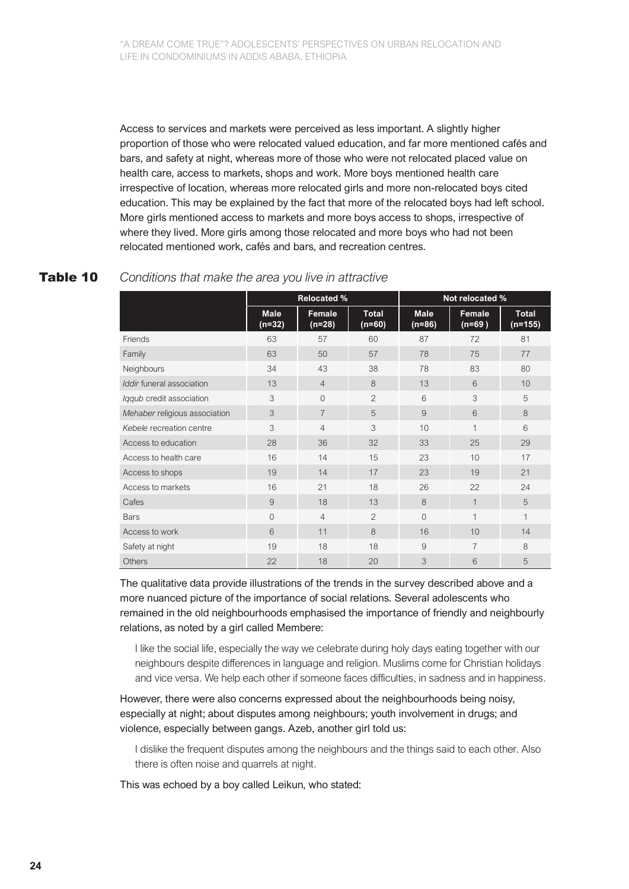Access to services and markets were perceived as less important. A slightly higher proportion of those who were relocated valued education, and far more mentioned cafés and bars, and safety at night, whereas more of those who were not relocated placed value on health care, access to markets, shops and work. More boys mentioned health care irrespective of location, whereas more relocated girls and more non-relocated boys cited education. This may be explained by the fact that more of the relocated boys had left school. More girls mentioned access to markets and more boys access to shops, irrespective of where they lived. More girls among those relocated and more boys who had not been relocated mentioned work, cafés and bars, and recreation centres.

**Table 10** *Conditions that make the area you live in attractive*

| | Relocated % | | | Not relocated % | | |
|---|---|---|---|---|---|---|
| | Male (n=32) | Female (n=28) | Total (n=60) | Male (n=86) | Female (n=69 ) | Total (n=155) |
| Friends | 63 | 57 | 60 | 87 | 72 | 81 |
| Family | 63 | 50 | 57 | 78 | 75 | 77 |
| Neighbours | 34 | 43 | 38 | 78 | 83 | 80 |
| *Iddir* funeral association | 13 | 4 | 8 | 13 | 6 | 10 |
| *Iqqub* credit association | 3 | 0 | 2 | 6 | 3 | 5 |
| *Mehaber* religious association | 3 | 7 | 5 | 9 | 6 | 8 |
| *Kebele* recreation centre | 3 | 4 | 3 | 10 | 1 | 6 |
| Access to education | 28 | 36 | 32 | 33 | 25 | 29 |
| Access to health care | 16 | 14 | 15 | 23 | 10 | 17 |
| Access to shops | 19 | 14 | 17 | 23 | 19 | 21 |
| Access to markets | 16 | 21 | 18 | 26 | 22 | 24 |
| Cafes | 9 | 18 | 13 | 8 | 1 | 5 |
| Bars | 0 | 4 | 2 | 0 | 1 | 1 |
| Access to work | 6 | 11 | 8 | 16 | 10 | 14 |
| Safety at night | 19 | 18 | 18 | 9 | 7 | 8 |
| Others | 22 | 18 | 20 | 3 | 6 | 5 |

The qualitative data provide illustrations of the trends in the survey described above and a more nuanced picture of the importance of social relations. Several adolescents who remained in the old neighbourhoods emphasised the importance of friendly and neighbourly relations, as noted by a girl called Membere:

> I like the social life, especially the way we celebrate during holy days eating together with our neighbours despite differences in language and religion. Muslims come for Christian holidays and vice versa. We help each other if someone faces difficulties, in sadness and in happiness.

However, there were also concerns expressed about the neighbourhoods being noisy, especially at night; about disputes among neighbours; youth involvement in drugs; and violence, especially between gangs. Azeb, another girl told us:

> I dislike the frequent disputes among the neighbours and the things said to each other. Also there is often noise and quarrels at night.

This was echoed by a boy called Leikun, who stated: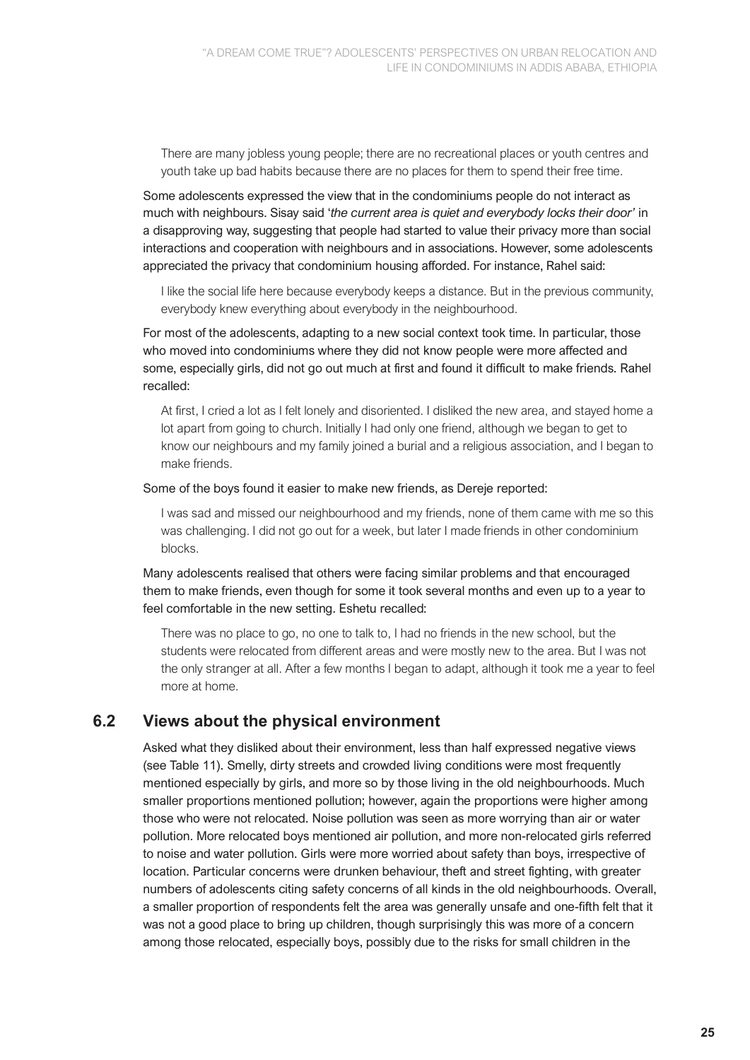> There are many jobless young people; there are no recreational places or youth centres and youth take up bad habits because there are no places for them to spend their free time.

Some adolescents expressed the view that in the condominiums people do not interact as much with neighbours. Sisay said '*the current area is quiet and everybody locks their door'* in a disapproving way, suggesting that people had started to value their privacy more than social interactions and cooperation with neighbours and in associations. However, some adolescents appreciated the privacy that condominium housing afforded. For instance, Rahel said:

> I like the social life here because everybody keeps a distance. But in the previous community, everybody knew everything about everybody in the neighbourhood.

For most of the adolescents, adapting to a new social context took time. In particular, those who moved into condominiums where they did not know people were more affected and some, especially girls, did not go out much at first and found it difficult to make friends. Rahel recalled:

> At first, I cried a lot as I felt lonely and disoriented. I disliked the new area, and stayed home a lot apart from going to church. Initially I had only one friend, although we began to get to know our neighbours and my family joined a burial and a religious association, and I began to make friends.

Some of the boys found it easier to make new friends, as Dereje reported:

> I was sad and missed our neighbourhood and my friends, none of them came with me so this was challenging. I did not go out for a week, but later I made friends in other condominium blocks.

Many adolescents realised that others were facing similar problems and that encouraged them to make friends, even though for some it took several months and even up to a year to feel comfortable in the new setting. Eshetu recalled:

> There was no place to go, no one to talk to, I had no friends in the new school, but the students were relocated from different areas and were mostly new to the area. But I was not the only stranger at all. After a few months I began to adapt, although it took me a year to feel more at home.

## 6.2 Views about the physical environment

Asked what they disliked about their environment, less than half expressed negative views (see Table 11). Smelly, dirty streets and crowded living conditions were most frequently mentioned especially by girls, and more so by those living in the old neighbourhoods. Much smaller proportions mentioned pollution; however, again the proportions were higher among those who were not relocated. Noise pollution was seen as more worrying than air or water pollution. More relocated boys mentioned air pollution, and more non-relocated girls referred to noise and water pollution. Girls were more worried about safety than boys, irrespective of location. Particular concerns were drunken behaviour, theft and street fighting, with greater numbers of adolescents citing safety concerns of all kinds in the old neighbourhoods. Overall, a smaller proportion of respondents felt the area was generally unsafe and one-fifth felt that it was not a good place to bring up children, though surprisingly this was more of a concern among those relocated, especially boys, possibly due to the risks for small children in the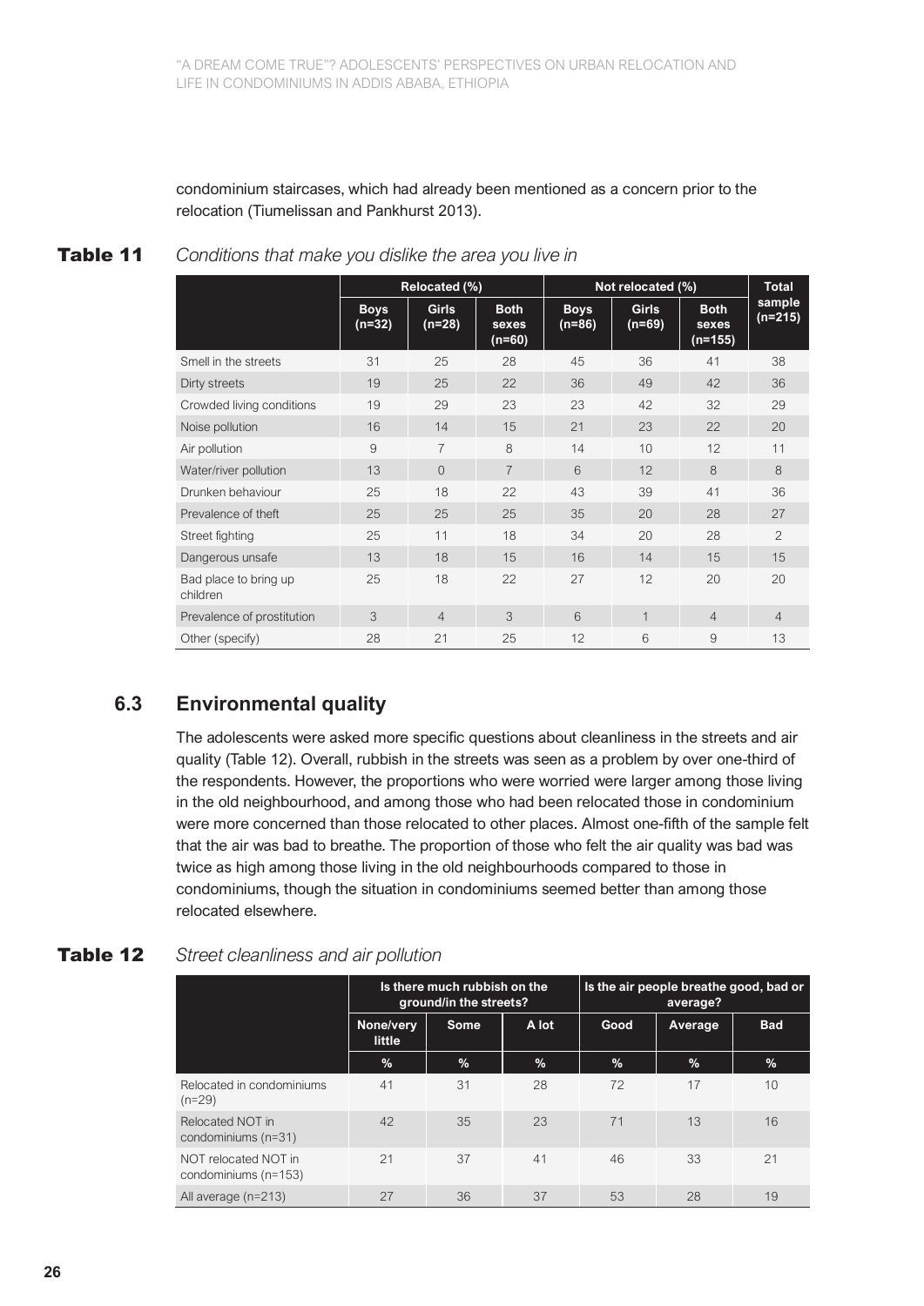condominium staircases, which had already been mentioned as a concern prior to the relocation (Tiumelissan and Pankhurst 2013).

**Table 11** *Conditions that make you dislike the area you live in*

| | Relocated (%) | | | Not relocated (%) | | | Total sample (n=215) |
|---|---|---|---|---|---|---|---|
| | Boys (n=32) | Girls (n=28) | Both sexes (n=60) | Boys (n=86) | Girls (n=69) | Both sexes (n=155) | |
| Smell in the streets | 31 | 25 | 28 | 45 | 36 | 41 | 38 |
| Dirty streets | 19 | 25 | 22 | 36 | 49 | 42 | 36 |
| Crowded living conditions | 19 | 29 | 23 | 23 | 42 | 32 | 29 |
| Noise pollution | 16 | 14 | 15 | 21 | 23 | 22 | 20 |
| Air pollution | 9 | 7 | 8 | 14 | 10 | 12 | 11 |
| Water/river pollution | 13 | 0 | 7 | 6 | 12 | 8 | 8 |
| Drunken behaviour | 25 | 18 | 22 | 43 | 39 | 41 | 36 |
| Prevalence of theft | 25 | 25 | 25 | 35 | 20 | 28 | 27 |
| Street fighting | 25 | 11 | 18 | 34 | 20 | 28 | 2 |
| Dangerous unsafe | 13 | 18 | 15 | 16 | 14 | 15 | 15 |
| Bad place to bring up children | 25 | 18 | 22 | 27 | 12 | 20 | 20 |
| Prevalence of prostitution | 3 | 4 | 3 | 6 | 1 | 4 | 4 |
| Other (specify) | 28 | 21 | 25 | 12 | 6 | 9 | 13 |

## 6.3 Environmental quality

The adolescents were asked more specific questions about cleanliness in the streets and air quality (Table 12). Overall, rubbish in the streets was seen as a problem by over one-third of the respondents. However, the proportions who were worried were larger among those living in the old neighbourhood, and among those who had been relocated those in condominium were more concerned than those relocated to other places. Almost one-fifth of the sample felt that the air was bad to breathe. The proportion of those who felt the air quality was bad was twice as high among those living in the old neighbourhoods compared to those in condominiums, though the situation in condominiums seemed better than among those relocated elsewhere.

**Table 12** *Street cleanliness and air pollution*

| | Is there much rubbish on the ground/in the streets? | | | Is the air people breathe good, bad or average? | | |
|---|---|---|---|---|---|---|
| | None/very little | Some | A lot | Good | Average | Bad |
| | % | % | % | % | % | % |
| Relocated in condominiums (n=29) | 41 | 31 | 28 | 72 | 17 | 10 |
| Relocated NOT in condominiums (n=31) | 42 | 35 | 23 | 71 | 13 | 16 |
| NOT relocated NOT in condominiums (n=153) | 21 | 37 | 41 | 46 | 33 | 21 |
| All average (n=213) | 27 | 36 | 37 | 53 | 28 | 19 |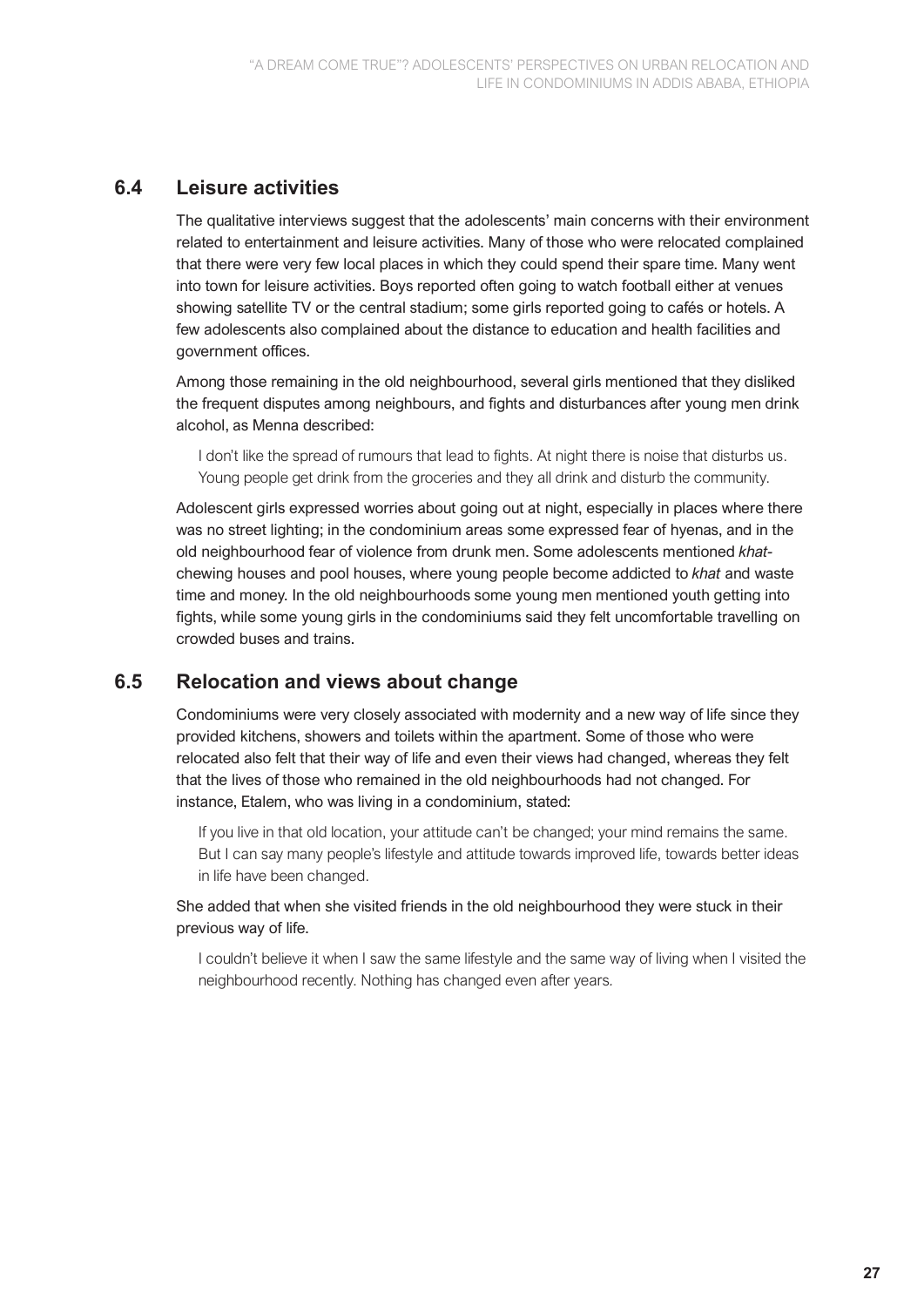## 6.4 Leisure activities

The qualitative interviews suggest that the adolescents' main concerns with their environment related to entertainment and leisure activities. Many of those who were relocated complained that there were very few local places in which they could spend their spare time. Many went into town for leisure activities. Boys reported often going to watch football either at venues showing satellite TV or the central stadium; some girls reported going to cafés or hotels. A few adolescents also complained about the distance to education and health facilities and government offices.

Among those remaining in the old neighbourhood, several girls mentioned that they disliked the frequent disputes among neighbours, and fights and disturbances after young men drink alcohol, as Menna described:

> I don't like the spread of rumours that lead to fights. At night there is noise that disturbs us. Young people get drink from the groceries and they all drink and disturb the community.

Adolescent girls expressed worries about going out at night, especially in places where there was no street lighting; in the condominium areas some expressed fear of hyenas, and in the old neighbourhood fear of violence from drunk men. Some adolescents mentioned *khat*-chewing houses and pool houses, where young people become addicted to *khat* and waste time and money. In the old neighbourhoods some young men mentioned youth getting into fights, while some young girls in the condominiums said they felt uncomfortable travelling on crowded buses and trains.

## 6.5 Relocation and views about change

Condominiums were very closely associated with modernity and a new way of life since they provided kitchens, showers and toilets within the apartment. Some of those who were relocated also felt that their way of life and even their views had changed, whereas they felt that the lives of those who remained in the old neighbourhoods had not changed. For instance, Etalem, who was living in a condominium, stated:

> If you live in that old location, your attitude can't be changed; your mind remains the same. But I can say many people's lifestyle and attitude towards improved life, towards better ideas in life have been changed.

She added that when she visited friends in the old neighbourhood they were stuck in their previous way of life.

> I couldn't believe it when I saw the same lifestyle and the same way of living when I visited the neighbourhood recently. Nothing has changed even after years.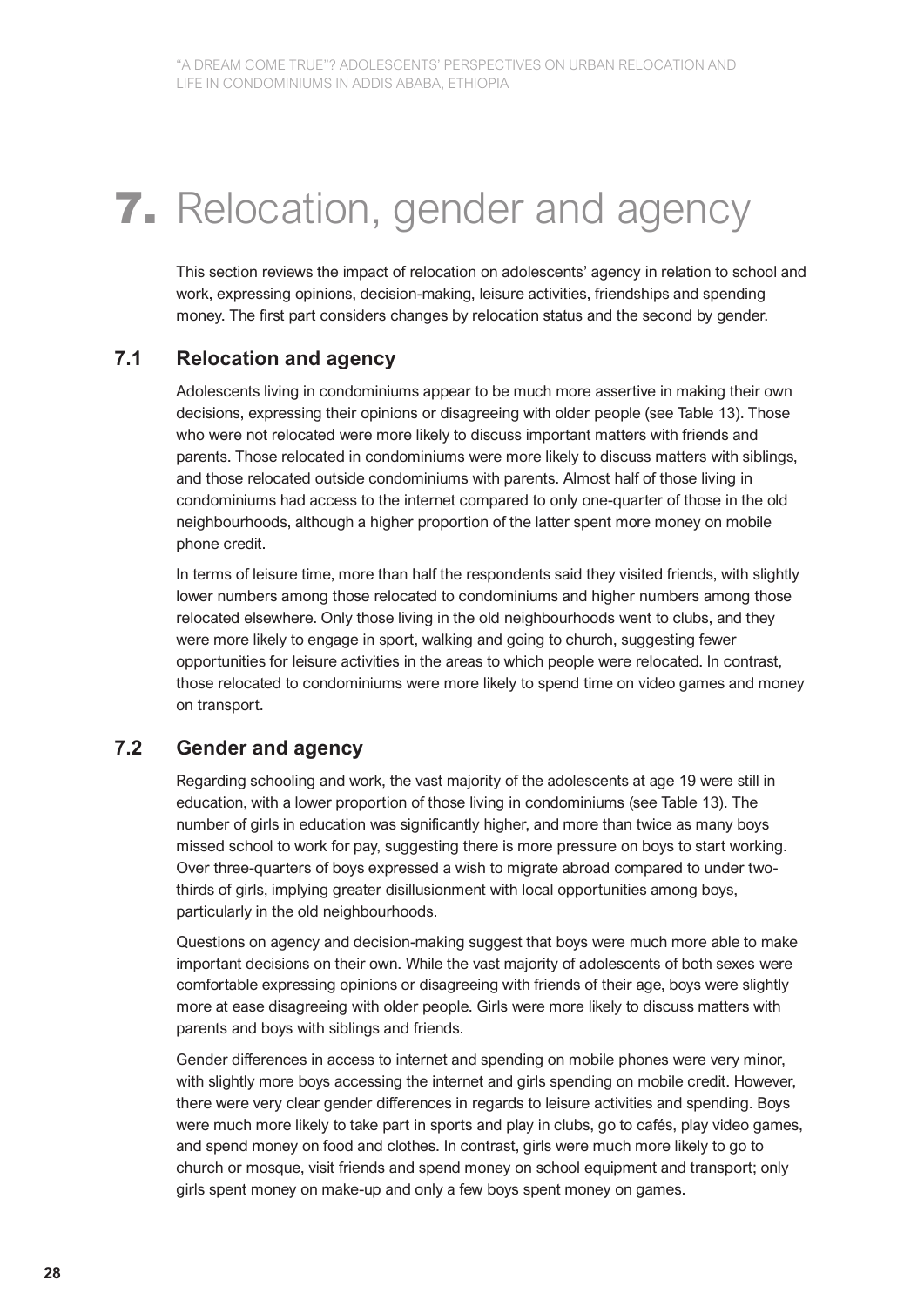# 7. Relocation, gender and agency

This section reviews the impact of relocation on adolescents' agency in relation to school and work, expressing opinions, decision-making, leisure activities, friendships and spending money. The first part considers changes by relocation status and the second by gender.

## 7.1 Relocation and agency

Adolescents living in condominiums appear to be much more assertive in making their own decisions, expressing their opinions or disagreeing with older people (see Table 13). Those who were not relocated were more likely to discuss important matters with friends and parents. Those relocated in condominiums were more likely to discuss matters with siblings, and those relocated outside condominiums with parents. Almost half of those living in condominiums had access to the internet compared to only one-quarter of those in the old neighbourhoods, although a higher proportion of the latter spent more money on mobile phone credit.

In terms of leisure time, more than half the respondents said they visited friends, with slightly lower numbers among those relocated to condominiums and higher numbers among those relocated elsewhere. Only those living in the old neighbourhoods went to clubs, and they were more likely to engage in sport, walking and going to church, suggesting fewer opportunities for leisure activities in the areas to which people were relocated. In contrast, those relocated to condominiums were more likely to spend time on video games and money on transport.

## 7.2 Gender and agency

Regarding schooling and work, the vast majority of the adolescents at age 19 were still in education, with a lower proportion of those living in condominiums (see Table 13). The number of girls in education was significantly higher, and more than twice as many boys missed school to work for pay, suggesting there is more pressure on boys to start working. Over three-quarters of boys expressed a wish to migrate abroad compared to under two-thirds of girls, implying greater disillusionment with local opportunities among boys, particularly in the old neighbourhoods.

Questions on agency and decision-making suggest that boys were much more able to make important decisions on their own. While the vast majority of adolescents of both sexes were comfortable expressing opinions or disagreeing with friends of their age, boys were slightly more at ease disagreeing with older people. Girls were more likely to discuss matters with parents and boys with siblings and friends.

Gender differences in access to internet and spending on mobile phones were very minor, with slightly more boys accessing the internet and girls spending on mobile credit. However, there were very clear gender differences in regards to leisure activities and spending. Boys were much more likely to take part in sports and play in clubs, go to cafés, play video games, and spend money on food and clothes. In contrast, girls were much more likely to go to church or mosque, visit friends and spend money on school equipment and transport; only girls spent money on make-up and only a few boys spent money on games.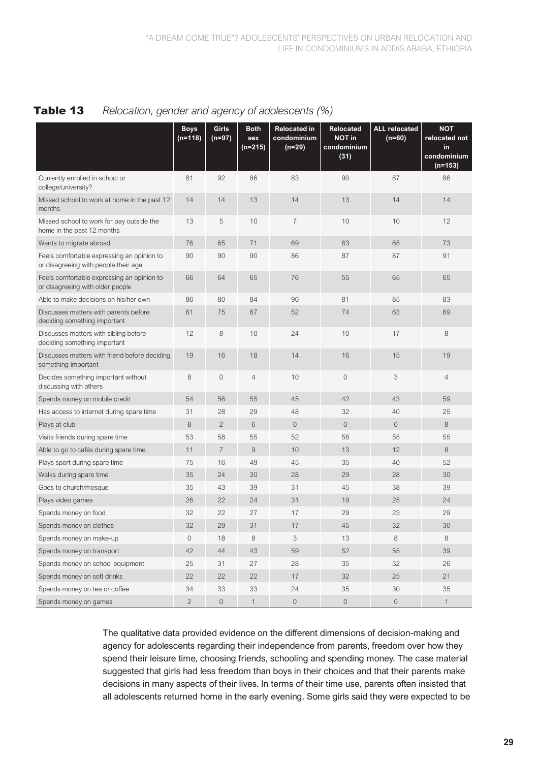**Table 13** *Relocation, gender and agency of adolescents (%)*

| | Boys (n=118) | Girls (n=97) | Both sex (n=215) | Relocated in condominium (n=29) | Relocated NOT in condominium (31) | ALL relocated (n=60) | NOT relocated not in condominium (n=153) |
|---|---|---|---|---|---|---|---|
| Currently enrolled in school or college/university? | 81 | 92 | 86 | 83 | 90 | 87 | 86 |
| Missed school to work at home in the past 12 months | 14 | 14 | 13 | 14 | 13 | 14 | 14 |
| Missed school to work for pay outside the home in the past 12 months | 13 | 5 | 10 | 7 | 10 | 10 | 12 |
| Wants to migrate abroad | 76 | 65 | 71 | 69 | 63 | 65 | 73 |
| Feels comfortable expressing an opinion to or disagreeing with people their age | 90 | 90 | 90 | 86 | 87 | 87 | 91 |
| Feels comfortable expressing an opinion to or disagreeing with older people | 66 | 64 | 65 | 76 | 55 | 65 | 65 |
| Able to make decisions on his/her own | 86 | 80 | 84 | 90 | 81 | 85 | 83 |
| Discusses matters with parents before deciding something important | 61 | 75 | 67 | 52 | 74 | 63 | 69 |
| Discusses matters with sibling before deciding something important | 12 | 8 | 10 | 24 | 10 | 17 | 8 |
| Discusses matters with friend before deciding something important | 19 | 16 | 18 | 14 | 16 | 15 | 19 |
| Decides something important without discussing with others | 8 | 0 | 4 | 10 | 0 | 3 | 4 |
| Spends money on mobile credit | 54 | 56 | 55 | 45 | 42 | 43 | 59 |
| Has access to internet during spare time | 31 | 28 | 29 | 48 | 32 | 40 | 25 |
| Plays at club | 8 | 2 | 6 | 0 | 0 | 0 | 8 |
| Visits friends during spare time | 53 | 58 | 55 | 52 | 58 | 55 | 55 |
| Able to go to cafés during spare time | 11 | 7 | 9 | 10 | 13 | 12 | 8 |
| Plays sport during spare time | 75 | 16 | 49 | 45 | 35 | 40 | 52 |
| Walks during spare time | 35 | 24 | 30 | 28 | 29 | 28 | 30 |
| Goes to church/mosque | 35 | 43 | 39 | 31 | 45 | 38 | 39 |
| Plays video games | 26 | 22 | 24 | 31 | 19 | 25 | 24 |
| Spends money on food | 32 | 22 | 27 | 17 | 29 | 23 | 29 |
| Spends money on clothes | 32 | 29 | 31 | 17 | 45 | 32 | 30 |
| Spends money on make-up | 0 | 18 | 8 | 3 | 13 | 8 | 8 |
| Spends money on transport | 42 | 44 | 43 | 59 | 52 | 55 | 39 |
| Spends money on school equipment | 25 | 31 | 27 | 28 | 35 | 32 | 26 |
| Spends money on soft drinks | 22 | 22 | 22 | 17 | 32 | 25 | 21 |
| Spends money on tea or coffee | 34 | 33 | 33 | 24 | 35 | 30 | 35 |
| Spends money on games | 2 | 0 | 1 | 0 | 0 | 0 | 1 |

The qualitative data provided evidence on the different dimensions of decision-making and agency for adolescents regarding their independence from parents, freedom over how they spend their leisure time, choosing friends, schooling and spending money. The case material suggested that girls had less freedom than boys in their choices and that their parents make decisions in many aspects of their lives. In terms of their time use, parents often insisted that all adolescents returned home in the early evening. Some girls said they were expected to be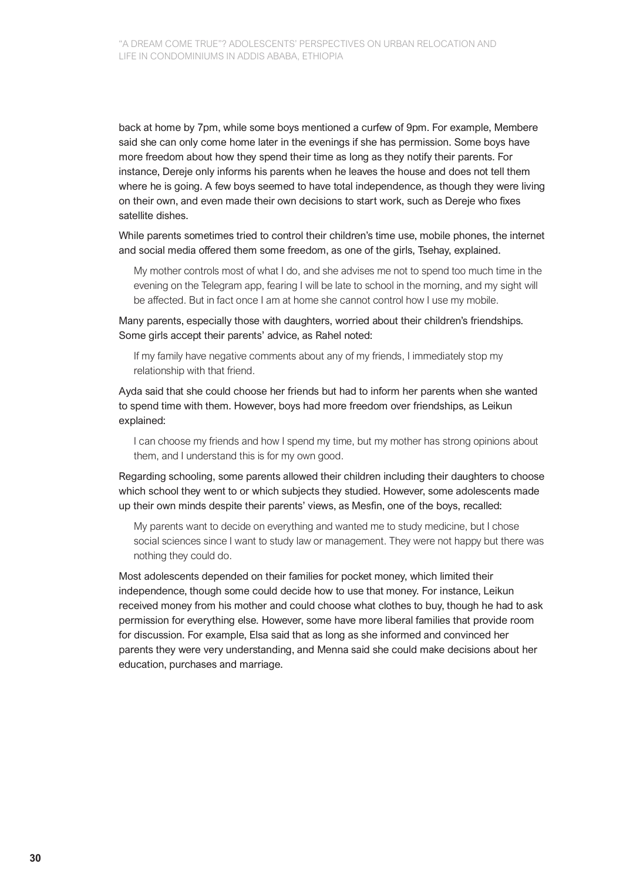back at home by 7pm, while some boys mentioned a curfew of 9pm. For example, Membere said she can only come home later in the evenings if she has permission. Some boys have more freedom about how they spend their time as long as they notify their parents. For instance, Dereje only informs his parents when he leaves the house and does not tell them where he is going. A few boys seemed to have total independence, as though they were living on their own, and even made their own decisions to start work, such as Dereje who fixes satellite dishes.

While parents sometimes tried to control their children's time use, mobile phones, the internet and social media offered them some freedom, as one of the girls, Tsehay, explained.

> My mother controls most of what I do, and she advises me not to spend too much time in the evening on the Telegram app, fearing I will be late to school in the morning, and my sight will be affected. But in fact once I am at home she cannot control how I use my mobile.

Many parents, especially those with daughters, worried about their children's friendships. Some girls accept their parents' advice, as Rahel noted:

> If my family have negative comments about any of my friends, I immediately stop my relationship with that friend.

Ayda said that she could choose her friends but had to inform her parents when she wanted to spend time with them. However, boys had more freedom over friendships, as Leikun explained:

> I can choose my friends and how I spend my time, but my mother has strong opinions about them, and I understand this is for my own good.

Regarding schooling, some parents allowed their children including their daughters to choose which school they went to or which subjects they studied. However, some adolescents made up their own minds despite their parents' views, as Mesfin, one of the boys, recalled:

> My parents want to decide on everything and wanted me to study medicine, but I chose social sciences since I want to study law or management. They were not happy but there was nothing they could do.

Most adolescents depended on their families for pocket money, which limited their independence, though some could decide how to use that money. For instance, Leikun received money from his mother and could choose what clothes to buy, though he had to ask permission for everything else. However, some have more liberal families that provide room for discussion. For example, Elsa said that as long as she informed and convinced her parents they were very understanding, and Menna said she could make decisions about her education, purchases and marriage.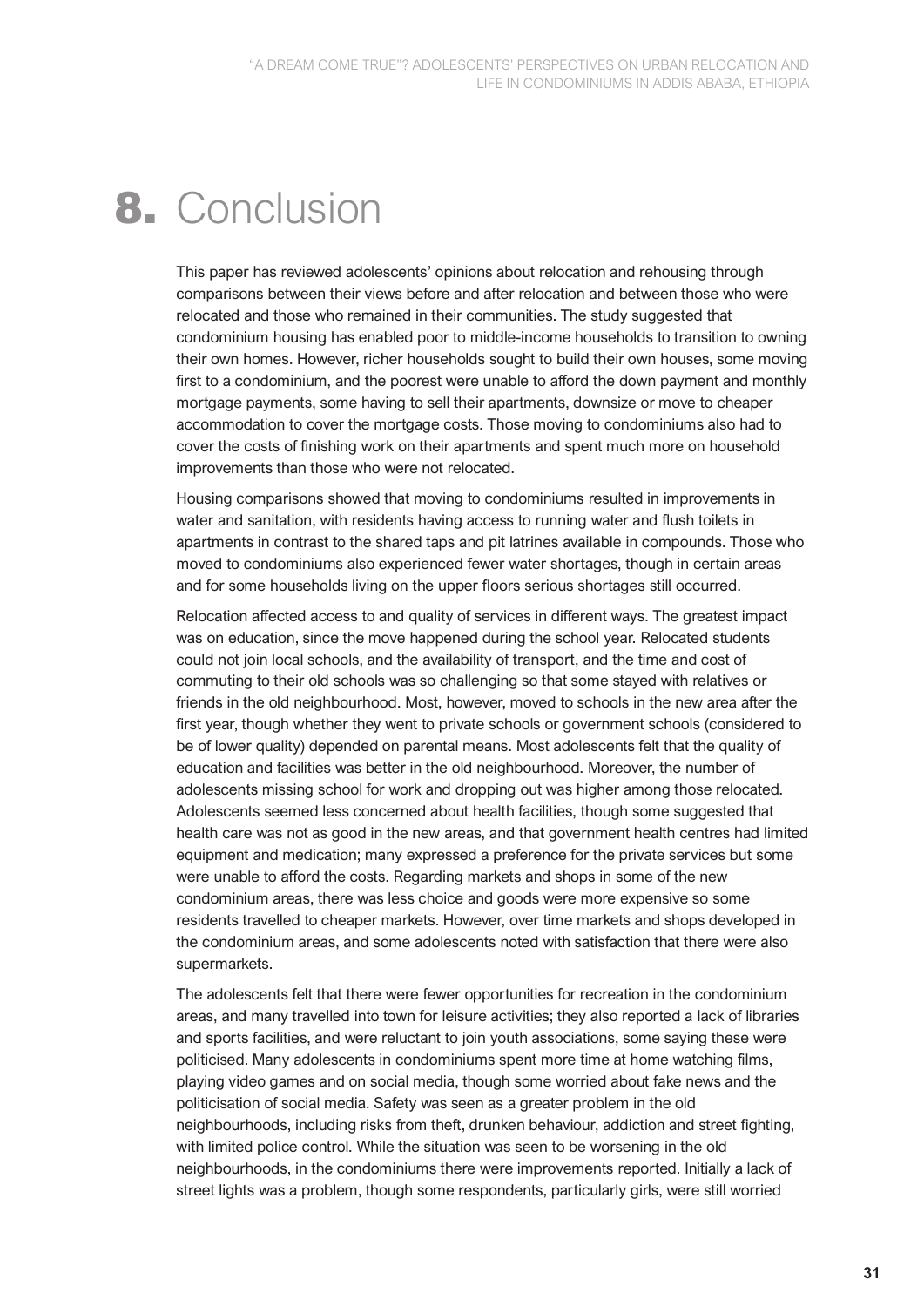# 8. Conclusion

This paper has reviewed adolescents' opinions about relocation and rehousing through comparisons between their views before and after relocation and between those who were relocated and those who remained in their communities. The study suggested that condominium housing has enabled poor to middle-income households to transition to owning their own homes. However, richer households sought to build their own houses, some moving first to a condominium, and the poorest were unable to afford the down payment and monthly mortgage payments, some having to sell their apartments, downsize or move to cheaper accommodation to cover the mortgage costs. Those moving to condominiums also had to cover the costs of finishing work on their apartments and spent much more on household improvements than those who were not relocated.

Housing comparisons showed that moving to condominiums resulted in improvements in water and sanitation, with residents having access to running water and flush toilets in apartments in contrast to the shared taps and pit latrines available in compounds. Those who moved to condominiums also experienced fewer water shortages, though in certain areas and for some households living on the upper floors serious shortages still occurred.

Relocation affected access to and quality of services in different ways. The greatest impact was on education, since the move happened during the school year. Relocated students could not join local schools, and the availability of transport, and the time and cost of commuting to their old schools was so challenging so that some stayed with relatives or friends in the old neighbourhood. Most, however, moved to schools in the new area after the first year, though whether they went to private schools or government schools (considered to be of lower quality) depended on parental means. Most adolescents felt that the quality of education and facilities was better in the old neighbourhood. Moreover, the number of adolescents missing school for work and dropping out was higher among those relocated. Adolescents seemed less concerned about health facilities, though some suggested that health care was not as good in the new areas, and that government health centres had limited equipment and medication; many expressed a preference for the private services but some were unable to afford the costs. Regarding markets and shops in some of the new condominium areas, there was less choice and goods were more expensive so some residents travelled to cheaper markets. However, over time markets and shops developed in the condominium areas, and some adolescents noted with satisfaction that there were also supermarkets.

The adolescents felt that there were fewer opportunities for recreation in the condominium areas, and many travelled into town for leisure activities; they also reported a lack of libraries and sports facilities, and were reluctant to join youth associations, some saying these were politicised. Many adolescents in condominiums spent more time at home watching films, playing video games and on social media, though some worried about fake news and the politicisation of social media. Safety was seen as a greater problem in the old neighbourhoods, including risks from theft, drunken behaviour, addiction and street fighting, with limited police control. While the situation was seen to be worsening in the old neighbourhoods, in the condominiums there were improvements reported. Initially a lack of street lights was a problem, though some respondents, particularly girls, were still worried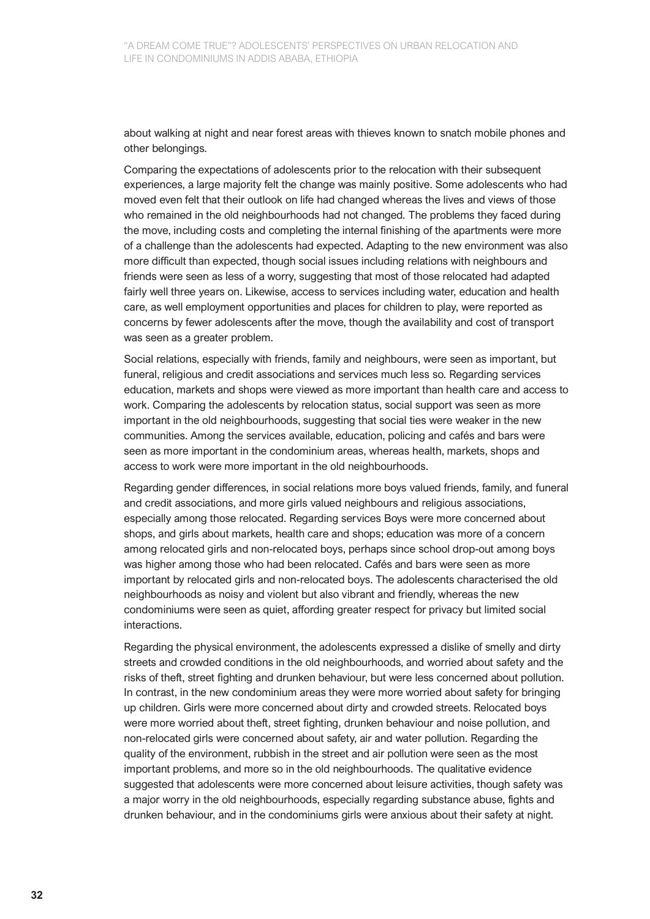about walking at night and near forest areas with thieves known to snatch mobile phones and other belongings.

Comparing the expectations of adolescents prior to the relocation with their subsequent experiences, a large majority felt the change was mainly positive. Some adolescents who had moved even felt that their outlook on life had changed whereas the lives and views of those who remained in the old neighbourhoods had not changed. The problems they faced during the move, including costs and completing the internal finishing of the apartments were more of a challenge than the adolescents had expected. Adapting to the new environment was also more difficult than expected, though social issues including relations with neighbours and friends were seen as less of a worry, suggesting that most of those relocated had adapted fairly well three years on. Likewise, access to services including water, education and health care, as well employment opportunities and places for children to play, were reported as concerns by fewer adolescents after the move, though the availability and cost of transport was seen as a greater problem.

Social relations, especially with friends, family and neighbours, were seen as important, but funeral, religious and credit associations and services much less so. Regarding services education, markets and shops were viewed as more important than health care and access to work. Comparing the adolescents by relocation status, social support was seen as more important in the old neighbourhoods, suggesting that social ties were weaker in the new communities. Among the services available, education, policing and cafés and bars were seen as more important in the condominium areas, whereas health, markets, shops and access to work were more important in the old neighbourhoods.

Regarding gender differences, in social relations more boys valued friends, family, and funeral and credit associations, and more girls valued neighbours and religious associations, especially among those relocated. Regarding services Boys were more concerned about shops, and girls about markets, health care and shops; education was more of a concern among relocated girls and non-relocated boys, perhaps since school drop-out among boys was higher among those who had been relocated. Cafés and bars were seen as more important by relocated girls and non-relocated boys. The adolescents characterised the old neighbourhoods as noisy and violent but also vibrant and friendly, whereas the new condominiums were seen as quiet, affording greater respect for privacy but limited social interactions.

Regarding the physical environment, the adolescents expressed a dislike of smelly and dirty streets and crowded conditions in the old neighbourhoods, and worried about safety and the risks of theft, street fighting and drunken behaviour, but were less concerned about pollution. In contrast, in the new condominium areas they were more worried about safety for bringing up children. Girls were more concerned about dirty and crowded streets. Relocated boys were more worried about theft, street fighting, drunken behaviour and noise pollution, and non-relocated girls were concerned about safety, air and water pollution. Regarding the quality of the environment, rubbish in the street and air pollution were seen as the most important problems, and more so in the old neighbourhoods. The qualitative evidence suggested that adolescents were more concerned about leisure activities, though safety was a major worry in the old neighbourhoods, especially regarding substance abuse, fights and drunken behaviour, and in the condominiums girls were anxious about their safety at night.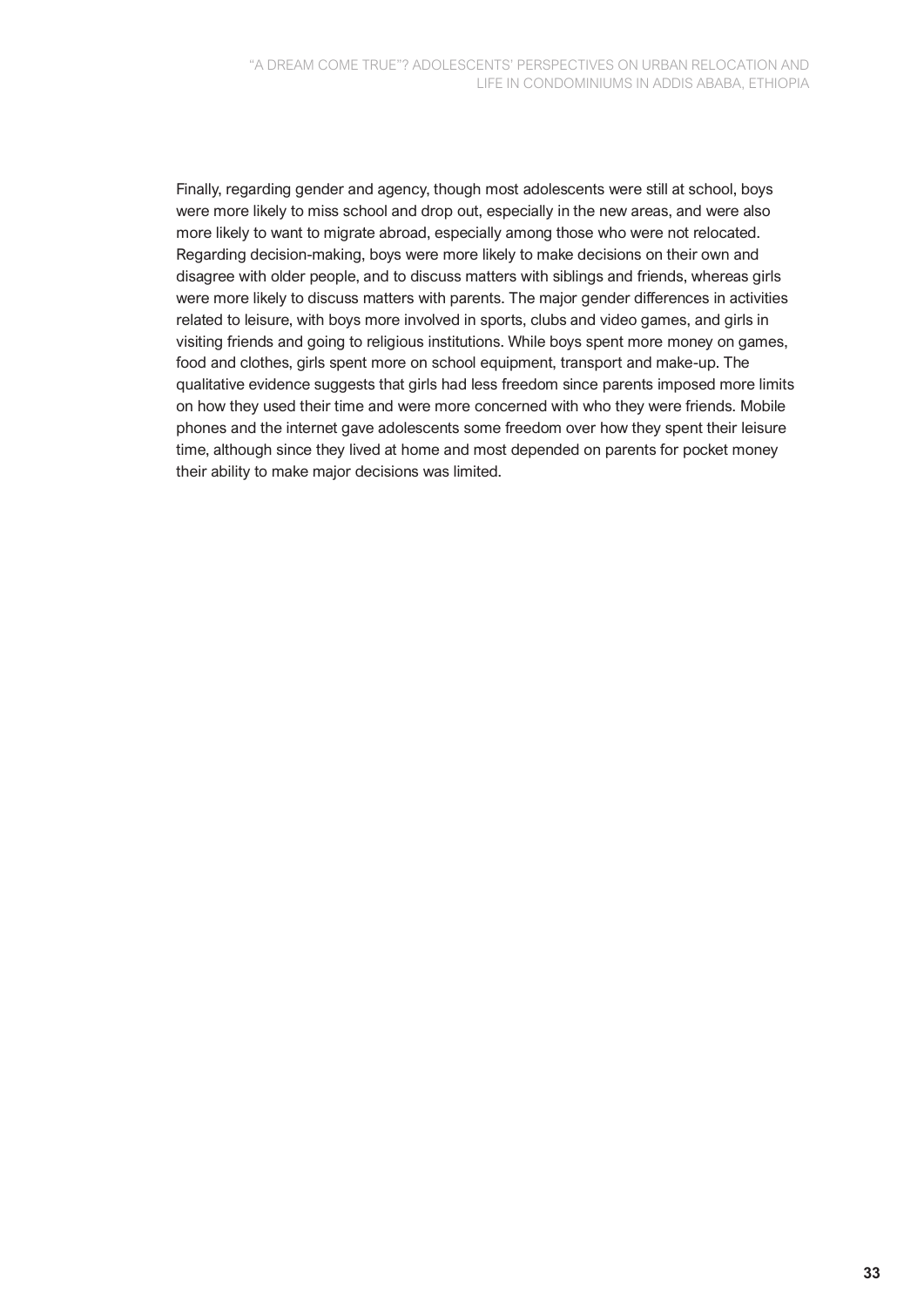Finally, regarding gender and agency, though most adolescents were still at school, boys were more likely to miss school and drop out, especially in the new areas, and were also more likely to want to migrate abroad, especially among those who were not relocated. Regarding decision-making, boys were more likely to make decisions on their own and disagree with older people, and to discuss matters with siblings and friends, whereas girls were more likely to discuss matters with parents. The major gender differences in activities related to leisure, with boys more involved in sports, clubs and video games, and girls in visiting friends and going to religious institutions. While boys spent more money on games, food and clothes, girls spent more on school equipment, transport and make-up. The qualitative evidence suggests that girls had less freedom since parents imposed more limits on how they used their time and were more concerned with who they were friends. Mobile phones and the internet gave adolescents some freedom over how they spent their leisure time, although since they lived at home and most depended on parents for pocket money their ability to make major decisions was limited.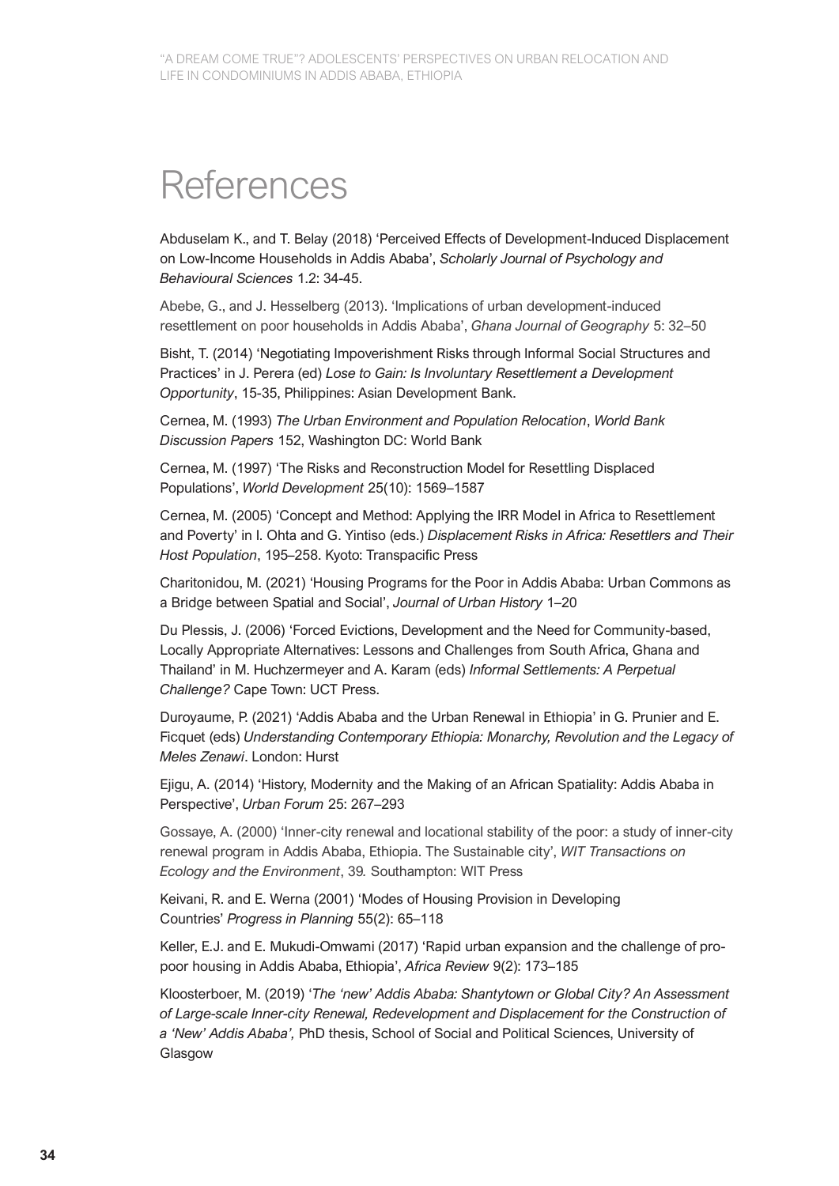# References

Abduselam K., and T. Belay (2018) 'Perceived Effects of Development-Induced Displacement on Low-Income Households in Addis Ababa', *Scholarly Journal of Psychology and Behavioural Sciences* 1.2: 34-45.

Abebe, G., and J. Hesselberg (2013). 'Implications of urban development-induced resettlement on poor households in Addis Ababa', *Ghana Journal of Geography* 5: 32–50

Bisht, T. (2014) 'Negotiating Impoverishment Risks through Informal Social Structures and Practices' in J. Perera (ed) *Lose to Gain: Is Involuntary Resettlement a Development Opportunity*, 15-35, Philippines: Asian Development Bank.

Cernea, M. (1993) *The Urban Environment and Population Relocation*, *World Bank Discussion Papers* 152, Washington DC: World Bank

Cernea, M. (1997) 'The Risks and Reconstruction Model for Resettling Displaced Populations', *World Development* 25(10): 1569–1587

Cernea, M. (2005) 'Concept and Method: Applying the IRR Model in Africa to Resettlement and Poverty' in I. Ohta and G. Yintiso (eds.) *Displacement Risks in Africa: Resettlers and Their Host Population*, 195–258. Kyoto: Transpacific Press

Charitonidou, M. (2021) 'Housing Programs for the Poor in Addis Ababa: Urban Commons as a Bridge between Spatial and Social', *Journal of Urban History* 1–20

Du Plessis, J. (2006) 'Forced Evictions, Development and the Need for Community-based, Locally Appropriate Alternatives: Lessons and Challenges from South Africa, Ghana and Thailand' in M. Huchzermeyer and A. Karam (eds) *Informal Settlements: A Perpetual Challenge?* Cape Town: UCT Press.

Duroyaume, P. (2021) 'Addis Ababa and the Urban Renewal in Ethiopia' in G. Prunier and E. Ficquet (eds) *Understanding Contemporary Ethiopia: Monarchy, Revolution and the Legacy of Meles Zenawi*. London: Hurst

Ejigu, A. (2014) 'History, Modernity and the Making of an African Spatiality: Addis Ababa in Perspective', *Urban Forum* 25: 267–293

Gossaye, A. (2000) 'Inner-city renewal and locational stability of the poor: a study of inner-city renewal program in Addis Ababa, Ethiopia. The Sustainable city', *WIT Transactions on Ecology and the Environment*, 39. Southampton: WIT Press

Keivani, R. and E. Werna (2001) 'Modes of Housing Provision in Developing Countries' *Progress in Planning* 55(2): 65–118

Keller, E.J. and E. Mukudi-Omwami (2017) 'Rapid urban expansion and the challenge of pro-poor housing in Addis Ababa, Ethiopia', *Africa Review* 9(2): 173–185

Kloosterboer, M. (2019) '*The 'new' Addis Ababa: Shantytown or Global City? An Assessment of Large-scale Inner-city Renewal, Redevelopment and Displacement for the Construction of a 'New' Addis Ababa',* PhD thesis, School of Social and Political Sciences, University of Glasgow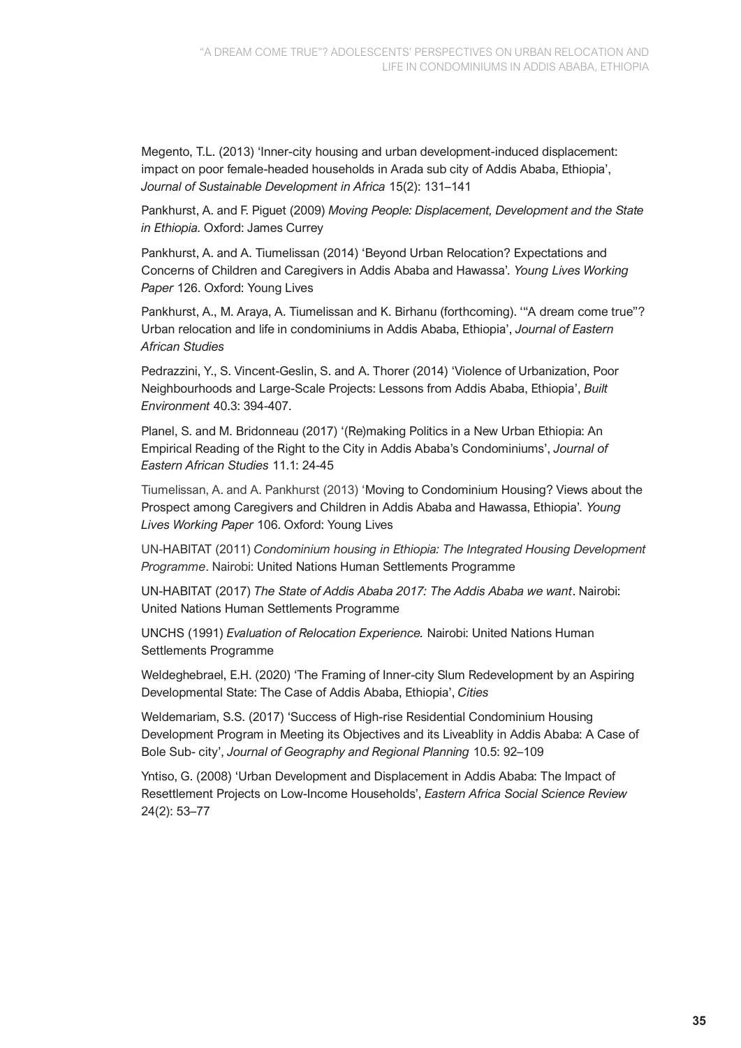Megento, T.L. (2013) 'Inner-city housing and urban development-induced displacement: impact on poor female-headed households in Arada sub city of Addis Ababa, Ethiopia', *Journal of Sustainable Development in Africa* 15(2): 131–141

Pankhurst, A. and F. Piguet (2009) *Moving People: Displacement, Development and the State in Ethiopia.* Oxford: James Currey

Pankhurst, A. and A. Tiumelissan (2014) 'Beyond Urban Relocation? Expectations and Concerns of Children and Caregivers in Addis Ababa and Hawassa'. *Young Lives Working Paper* 126. Oxford: Young Lives

Pankhurst, A., M. Araya, A. Tiumelissan and K. Birhanu (forthcoming). '"A dream come true"? Urban relocation and life in condominiums in Addis Ababa, Ethiopia', *Journal of Eastern African Studies*

Pedrazzini, Y., S. Vincent-Geslin, S. and A. Thorer (2014) 'Violence of Urbanization, Poor Neighbourhoods and Large-Scale Projects: Lessons from Addis Ababa, Ethiopia', *Built Environment* 40.3: 394-407.

Planel, S. and M. Bridonneau (2017) '(Re)making Politics in a New Urban Ethiopia: An Empirical Reading of the Right to the City in Addis Ababa's Condominiums', *Journal of Eastern African Studies* 11.1: 24-45

Tiumelissan, A. and A. Pankhurst (2013) 'Moving to Condominium Housing? Views about the Prospect among Caregivers and Children in Addis Ababa and Hawassa, Ethiopia'. *Young Lives Working Paper* 106. Oxford: Young Lives

UN-HABITAT (2011) *Condominium housing in Ethiopia: The Integrated Housing Development Programme*. Nairobi: United Nations Human Settlements Programme

UN-HABITAT (2017) *The State of Addis Ababa 2017: The Addis Ababa we want*. Nairobi: United Nations Human Settlements Programme

UNCHS (1991) *Evaluation of Relocation Experience.* Nairobi: United Nations Human Settlements Programme

Weldeghebrael, E.H. (2020) 'The Framing of Inner-city Slum Redevelopment by an Aspiring Developmental State: The Case of Addis Ababa, Ethiopia', *Cities*

Weldemariam, S.S. (2017) 'Success of High-rise Residential Condominium Housing Development Program in Meeting its Objectives and its Liveablity in Addis Ababa: A Case of Bole Sub- city', *Journal of Geography and Regional Planning* 10.5: 92–109

Yntiso, G. (2008) 'Urban Development and Displacement in Addis Ababa: The Impact of Resettlement Projects on Low-Income Households', *Eastern Africa Social Science Review* 24(2): 53–77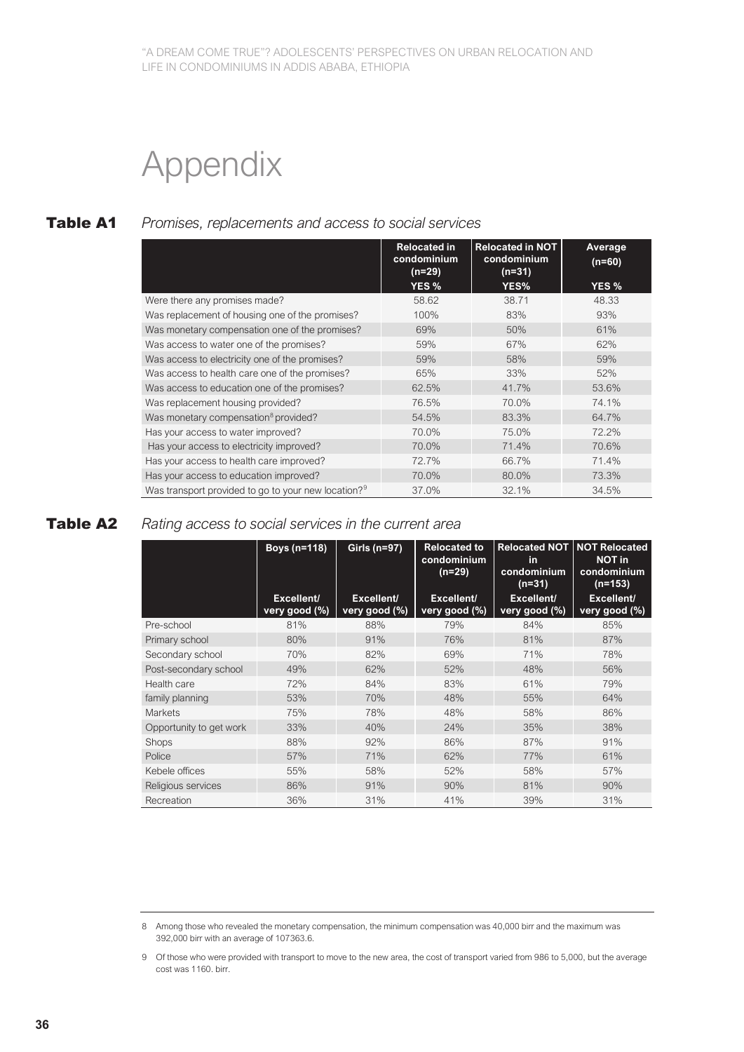# Appendix

**Table A1** *Promises, replacements and access to social services*

| | Relocated in condominium (n=29) YES % | Relocated in NOT condominium (n=31) YES% | Average (n=60) YES % |
|---|---|---|---|
| Were there any promises made? | 58.62 | 38.71 | 48.33 |
| Was replacement of housing one of the promises? | 100% | 83% | 93% |
| Was monetary compensation one of the promises? | 69% | 50% | 61% |
| Was access to water one of the promises? | 59% | 67% | 62% |
| Was access to electricity one of the promises? | 59% | 58% | 59% |
| Was access to health care one of the promises? | 65% | 33% | 52% |
| Was access to education one of the promises? | 62.5% | 41.7% | 53.6% |
| Was replacement housing provided? | 76.5% | 70.0% | 74.1% |
| Was monetary compensation[8] provided? | 54.5% | 83.3% | 64.7% |
| Has your access to water improved? | 70.0% | 75.0% | 72.2% |
| Has your access to electricity improved? | 70.0% | 71.4% | 70.6% |
| Has your access to health care improved? | 72.7% | 66.7% | 71.4% |
| Has your access to education improved? | 70.0% | 80.0% | 73.3% |
| Was transport provided to go to your new location?[9] | 37.0% | 32.1% | 34.5% |

**Table A2** *Rating access to social services in the current area*

| | Boys (n=118) Excellent/ very good (%) | Girls (n=97) Excellent/ very good (%) | Relocated to condominium (n=29) Excellent/ very good (%) | Relocated NOT in condominium (n=31) Excellent/ very good (%) | NOT Relocated NOT in condominium (n=153) Excellent/ very good (%) |
|---|---|---|---|---|---|
| Pre-school | 81% | 88% | 79% | 84% | 85% |
| Primary school | 80% | 91% | 76% | 81% | 87% |
| Secondary school | 70% | 82% | 69% | 71% | 78% |
| Post-secondary school | 49% | 62% | 52% | 48% | 56% |
| Health care | 72% | 84% | 83% | 61% | 79% |
| family planning | 53% | 70% | 48% | 55% | 64% |
| Markets | 75% | 78% | 48% | 58% | 86% |
| Opportunity to get work | 33% | 40% | 24% | 35% | 38% |
| Shops | 88% | 92% | 86% | 87% | 91% |
| Police | 57% | 71% | 62% | 77% | 61% |
| Kebele offices | 55% | 58% | 52% | 58% | 57% |
| Religious services | 86% | 91% | 90% | 81% | 90% |
| Recreation | 36% | 31% | 41% | 39% | 31% |

---

8 Among those who revealed the monetary compensation, the minimum compensation was 40,000 birr and the maximum was 392,000 birr with an average of 107363.6.

9 Of those who were provided with transport to move to the new area, the cost of transport varied from 986 to 5,000, but the average cost was 1160. birr.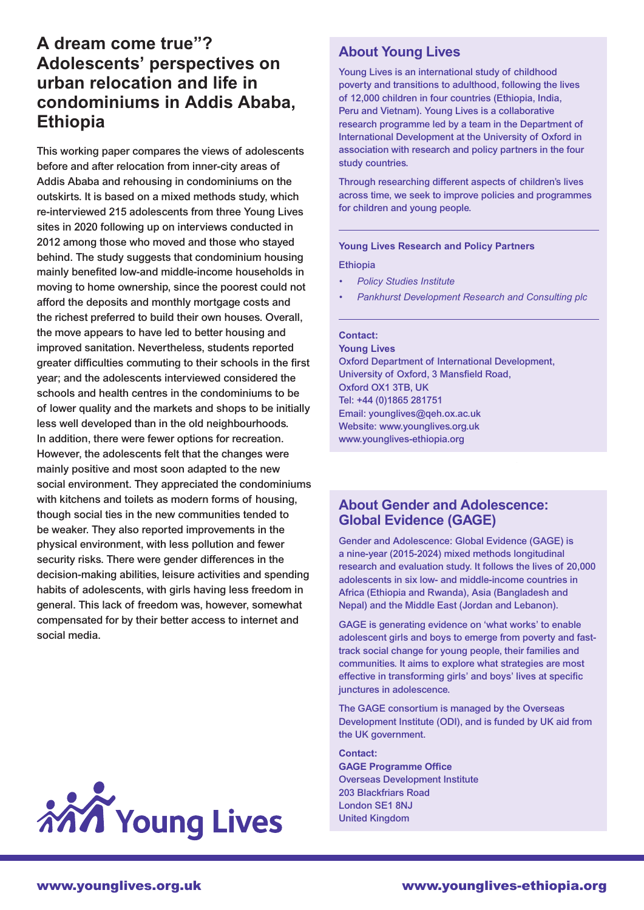# A dream come true”? Adolescents’ perspectives on urban relocation and life in condominiums in Addis Ababa, Ethiopia

This working paper compares the views of adolescents before and after relocation from inner-city areas of Addis Ababa and rehousing in condominiums on the outskirts. It is based on a mixed methods study, which re-interviewed 215 adolescents from three Young Lives sites in 2020 following up on interviews conducted in 2012 among those who moved and those who stayed behind. The study suggests that condominium housing mainly benefited low-and middle-income households in moving to home ownership, since the poorest could not afford the deposits and monthly mortgage costs and the richest preferred to build their own houses. Overall, the move appears to have led to better housing and improved sanitation. Nevertheless, students reported greater difficulties commuting to their schools in the first year; and the adolescents interviewed considered the schools and health centres in the condominiums to be of lower quality and the markets and shops to be initially less well developed than in the old neighbourhoods. In addition, there were fewer options for recreation. However, the adolescents felt that the changes were mainly positive and most soon adapted to the new social environment. They appreciated the condominiums with kitchens and toilets as modern forms of housing, though social ties in the new communities tended to be weaker. They also reported improvements in the physical environment, with less pollution and fewer security risks. There were gender differences in the decision-making abilities, leisure activities and spending habits of adolescents, with girls having less freedom in general. This lack of freedom was, however, somewhat compensated for by their better access to internet and social media.

Young Lives

## About Young Lives

Young Lives is an international study of childhood poverty and transitions to adulthood, following the lives of 12,000 children in four countries (Ethiopia, India, Peru and Vietnam). Young Lives is a collaborative research programme led by a team in the Department of International Development at the University of Oxford in association with research and policy partners in the four study countries.

Through researching different aspects of children's lives across time, we seek to improve policies and programmes for children and young people.

**Young Lives Research and Policy Partners**

Ethiopia

- *Policy Studies Institute*
- *Pankhurst Development Research and Consulting plc*

**Contact:**
**Young Lives**
Oxford Department of International Development,
University of Oxford, 3 Mansfield Road,
Oxford OX1 3TB, UK
Tel: +44 (0)1865 281751
Email: younglives@qeh.ox.ac.uk
Website: www.younglives.org.uk
www.younglives-ethiopia.org

## About Gender and Adolescence: Global Evidence (GAGE)

Gender and Adolescence: Global Evidence (GAGE) is a nine-year (2015-2024) mixed methods longitudinal research and evaluation study. It follows the lives of 20,000 adolescents in six low- and middle-income countries in Africa (Ethiopia and Rwanda), Asia (Bangladesh and Nepal) and the Middle East (Jordan and Lebanon).

GAGE is generating evidence on ‘what works’ to enable adolescent girls and boys to emerge from poverty and fast-track social change for young people, their families and communities. It aims to explore what strategies are most effective in transforming girls’ and boys’ lives at specific junctures in adolescence.

The GAGE consortium is managed by the Overseas Development Institute (ODI), and is funded by UK aid from the UK government.

**Contact:**
**GAGE Programme Office**
Overseas Development Institute
203 Blackfriars Road
London SE1 8NJ
United Kingdom

**www.younglives.org.uk** **www.younglives-ethiopia.org**